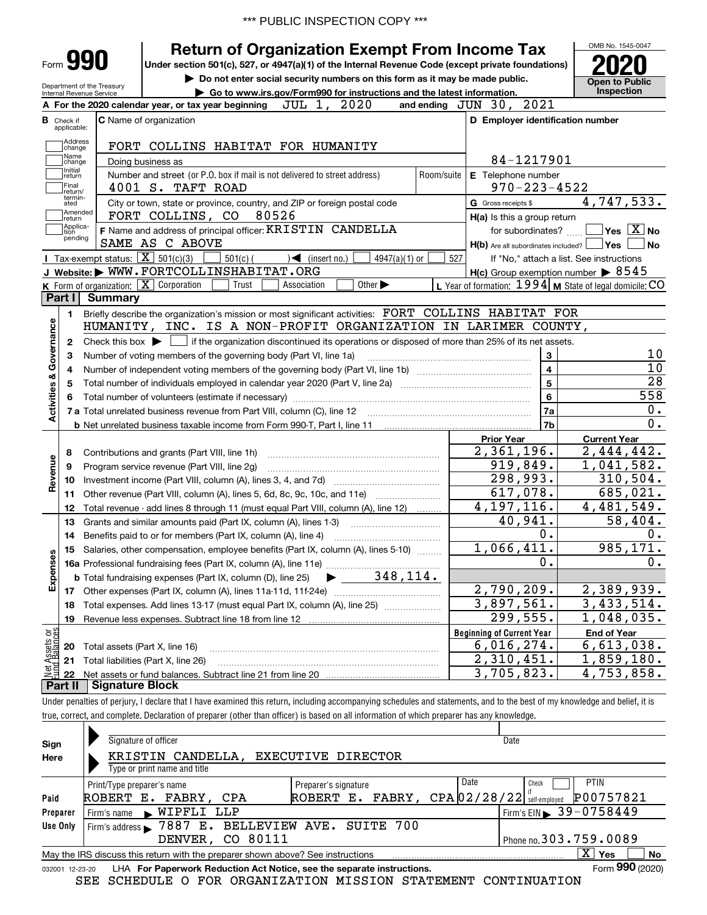\*\*\* PUBLIC INSPECTION COPY \*\*\*

# Form 990 — Return of Organization Exempt From Income Tax

Under section 501(c), 527, or 4947(a)(1) of the Internal Revenue Code (except private foundations)

▶ Do not enter social security numbers on this form as it may be made public.

▶ Go to www.irs.gov/Form990 for instructions and the latest information.

Department of the Treasury, Internal Revenue Service

OMB No. 1545-0047 | **2020** | **Open to Public Inspection**

**A** For the 2020 calendar year, or tax year beginning JUL 1, 2020 and ending JUN 30, 2021

**B** Check if applicable: Address change, Name change, Initial return, Final return/terminated, Amended return, Application pending

**C** Name of organization: FORT COLLINS HABITAT FOR HUMANITY

Doing business as

Number and street (or P.O. box if mail is not delivered to street address): 4001 S. TAFT ROAD | Room/suite

City or town, state or province, country, and ZIP or foreign postal code: FORT COLLINS, CO 80526

**D** Employer identification number: 84-1217901

**E** Telephone number: 970-223-4522

**G** Gross receipts $ 4,747,533.

**F** Name and address of principal officer: KRISTIN CANDELLA, SAME AS C ABOVE

**H(a)** Is this a group return for subordinates? ☐ Yes ☒ No

**H(b)** Are all subordinates included? ☐ Yes ☐ No — If "No," attach a list. See instructions

**H(c)** Group exemption number ▶ 8545

**I** Tax-exempt status: ☒ 501(c)(3) ☐ 501(c) ( ) ◀ (insert no.) ☐ 4947(a)(1) or ☐ 527

**J** Website: ▶ WWW.FORTCOLLINSHABITAT.ORG

**K** Form of organization: ☒ Corporation ☐ Trust ☐ Association ☐ Other ▶

**L** Year of formation: 1994 **M** State of legal domicile: CO

## Part I Summary

**Activities & Governance**

1. Briefly describe the organization's mission or most significant activities: FORT COLLINS HABITAT FOR HUMANITY, INC. IS A NON-PROFIT ORGANIZATION IN LARIMER COUNTY,
2. Check this box ▶ ☐ if the organization discontinued its operations or disposed of more than 25% of its net assets.

| Line | Description | | Value |
|---|---|---|---|
| 3 | Number of voting members of the governing body (Part VI, line 1a) | 3 | 10 |
| 4 | Number of independent voting members of the governing body (Part VI, line 1b) | 4 | 10 |
| 5 | Total number of individuals employed in calendar year 2020 (Part V, line 2a) | 5 | 28 |
| 6 | Total number of volunteers (estimate if necessary) | 6 | 558 |
| 7a | Total unrelated business revenue from Part VIII, column (C), line 12 | 7a | 0. |
| 7b | Net unrelated business taxable income from Form 990-T, Part I, line 11 | 7b | 0. |

| Line | Description | Prior Year | Current Year |
|---|---|---|---|
| **Revenue** | | | |
| 8 | Contributions and grants (Part VIII, line 1h) | 2,361,196. | 2,444,442. |
| 9 | Program service revenue (Part VIII, line 2g) | 919,849. | 1,041,582. |
| 10 | Investment income (Part VIII, column (A), lines 3, 4, and 7d) | 298,993. | 310,504. |
| 11 | Other revenue (Part VIII, column (A), lines 5, 6d, 8c, 9c, 10c, and 11e) | 617,078. | 685,021. |
| 12 | Total revenue - add lines 8 through 11 (must equal Part VIII, column (A), line 12) | 4,197,116. | 4,481,549. |
| **Expenses** | | | |
| 13 | Grants and similar amounts paid (Part IX, column (A), lines 1-3) | 40,941. | 58,404. |
| 14 | Benefits paid to or for members (Part IX, column (A), line 4) | 0. | 0. |
| 15 | Salaries, other compensation, employee benefits (Part IX, column (A), lines 5-10) | 1,066,411. | 985,171. |
| 16a | Professional fundraising fees (Part IX, column (A), line 11e) | 0. | 0. |
| b | Total fundraising expenses (Part IX, column (D), line 25) ▶ 348,114. | | |
| 17 | Other expenses (Part IX, column (A), lines 11a-11d, 11f-24e) | 2,790,209. | 2,389,939. |
| 18 | Total expenses. Add lines 13-17 (must equal Part IX, column (A), line 25) | 3,897,561. | 3,433,514. |
| 19 | Revenue less expenses. Subtract line 18 from line 12 | 299,555. | 1,048,035. |

| Line | Net Assets or Fund Balances | Beginning of Current Year | End of Year |
|---|---|---|---|
| 20 | Total assets (Part X, line 16) | 6,016,274. | 6,613,038. |
| 21 | Total liabilities (Part X, line 26) | 2,310,451. | 1,859,180. |
| 22 | Net assets or fund balances. Subtract line 21 from line 20 | 3,705,823. | 4,753,858. |

## Part II Signature Block

Under penalties of perjury, I declare that I have examined this return, including accompanying schedules and statements, and to the best of my knowledge and belief, it is true, correct, and complete. Declaration of preparer (other than officer) is based on all information of which preparer has any knowledge.

**Sign Here**

Signature of officer | Date

KRISTIN CANDELLA, EXECUTIVE DIRECTOR

Type or print name and title

**Paid Preparer Use Only**

| Print/Type preparer's name | Preparer's signature | Date | Check if self-employed | PTIN |
|---|---|---|---|---|
| ROBERT E. FABRY, CPA | ROBERT E. FABRY, CPA | 02/28/22 | ☐ | P00757821 |

Firm's name ▶ WIPFLI LLP | Firm's EIN ▶ 39-0758449

Firm's address ▶ 7887 E. BELLEVIEW AVE. SUITE 700, DENVER, CO 80111 | Phone no. 303.759.0089

May the IRS discuss this return with the preparer shown above? See instructions ☒ Yes ☐ No

032001 12-23-20 LHA For Paperwork Reduction Act Notice, see the separate instructions. Form **990** (2020)

SEE SCHEDULE O FOR ORGANIZATION MISSION STATEMENT CONTINUATION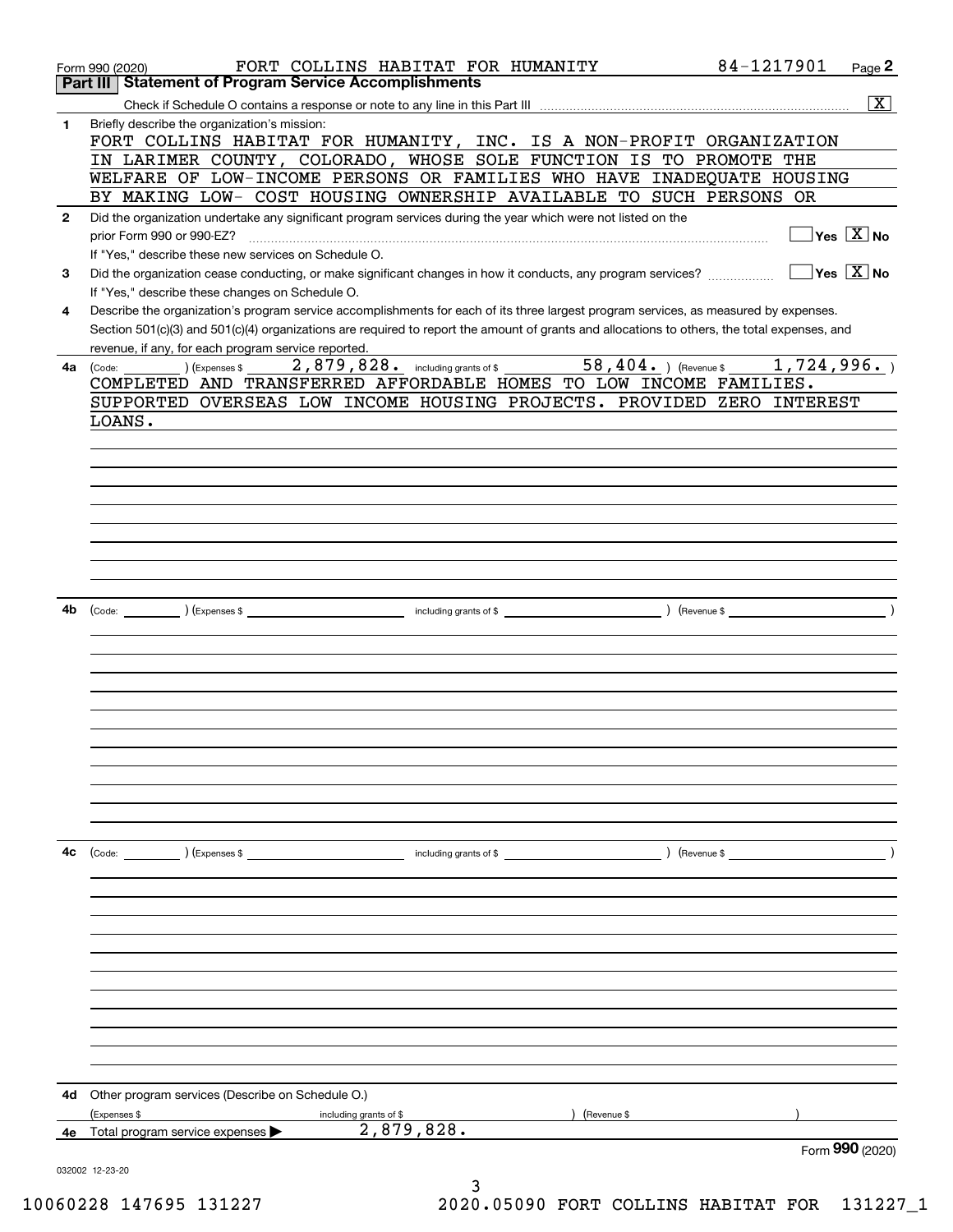Form 990 (2020) FORT COLLINS HABITAT FOR HUMANITY 84-1217901 Page **2**

## Part III | Statement of Program Service Accomplishments

Check if Schedule O contains a response or note to any line in this Part III ..... [X]

**1** Briefly describe the organization's mission:

FORT COLLINS HABITAT FOR HUMANITY, INC. IS A NON-PROFIT ORGANIZATION IN LARIMER COUNTY, COLORADO, WHOSE SOLE FUNCTION IS TO PROMOTE THE WELFARE OF LOW-INCOME PERSONS OR FAMILIES WHO HAVE INADEQUATE HOUSING BY MAKING LOW- COST HOUSING OWNERSHIP AVAILABLE TO SUCH PERSONS OR

**2** Did the organization undertake any significant program services during the year which were not listed on the prior Form 990 or 990-EZ? ..... [ ] Yes [X] No

If "Yes," describe these new services on Schedule O.

**3** Did the organization cease conducting, or make significant changes in how it conducts, any program services? ..... [ ] Yes [X] No

If "Yes," describe these changes on Schedule O.

**4** Describe the organization's program service accomplishments for each of its three largest program services, as measured by expenses. Section 501(c)(3) and 501(c)(4) organizations are required to report the amount of grants and allocations to others, the total expenses, and revenue, if any, for each program service reported.

**4a** (Code: ) (Expenses $ 2,879,828. including grants of $ 58,404. ) (Revenue $ 1,724,996. )

COMPLETED AND TRANSFERRED AFFORDABLE HOMES TO LOW INCOME FAMILIES. SUPPORTED OVERSEAS LOW INCOME HOUSING PROJECTS. PROVIDED ZERO INTEREST LOANS.

**4b** (Code: ) (Expenses $ including grants of $ ) (Revenue $ )

**4c** (Code: ) (Expenses $ including grants of $ ) (Revenue $ )

**4d** Other program services (Describe on Schedule O.)

(Expenses $ including grants of $ ) (Revenue $ )

**4e** Total program service expenses ▶ 2,879,828.

Form **990** (2020)

032002 12-23-20

10060228 147695 131227 2020.05090 FORT COLLINS HABITAT FOR 131227_1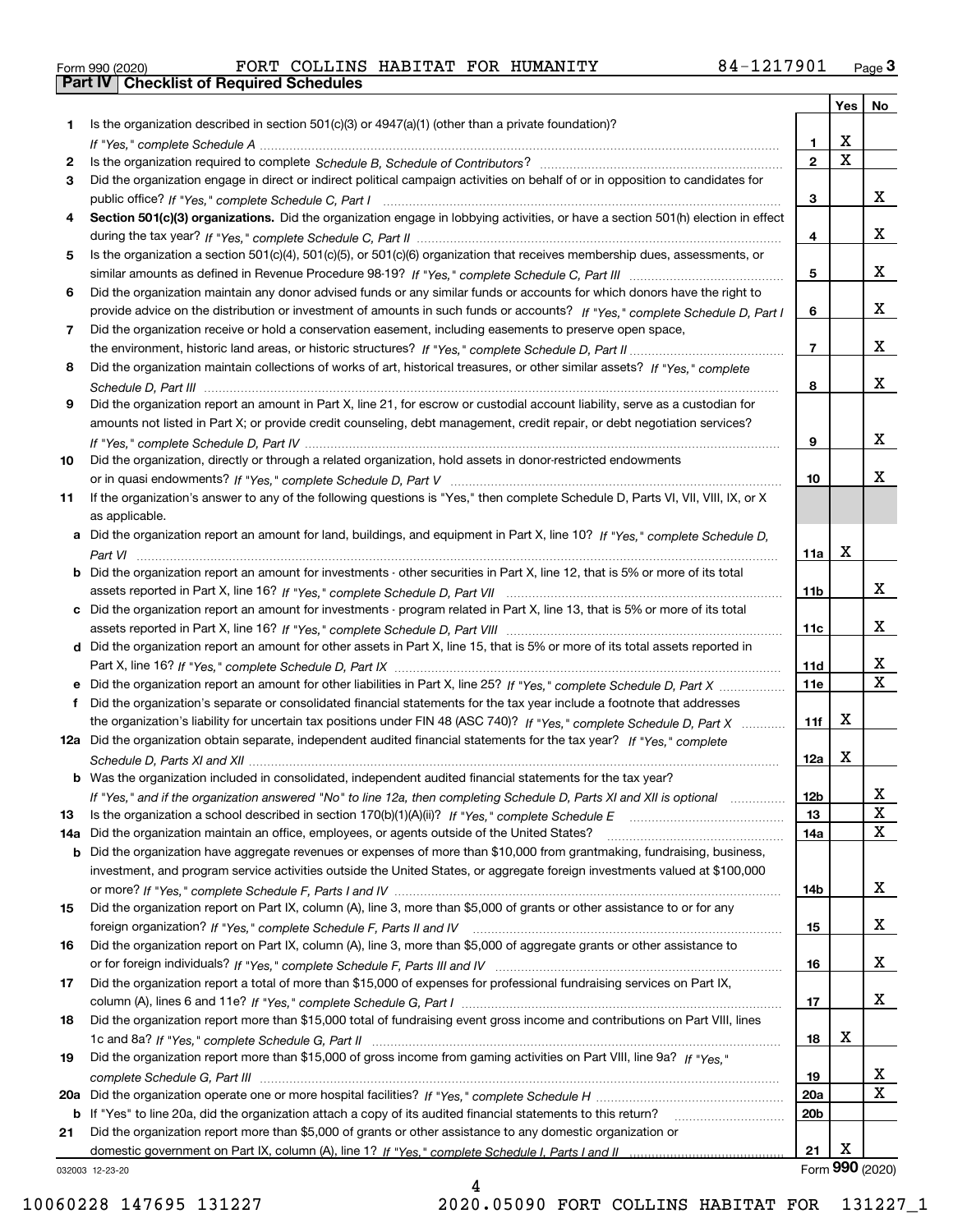Form 990 (2020) FORT COLLINS HABITAT FOR HUMANITY 84-1217901 Page 3

## Part IV Checklist of Required Schedules

| | | | Yes | No |
|---|---|---|---|---|
| 1 | Is the organization described in section 501(c)(3) or 4947(a)(1) (other than a private foundation)? *If "Yes," complete Schedule A* | 1 | X | |
| 2 | Is the organization required to complete *Schedule B, Schedule of Contributors*? | 2 | X | |
| 3 | Did the organization engage in direct or indirect political campaign activities on behalf of or in opposition to candidates for public office? *If "Yes," complete Schedule C, Part I* | 3 | | X |
| 4 | **Section 501(c)(3) organizations.** Did the organization engage in lobbying activities, or have a section 501(h) election in effect during the tax year? *If "Yes," complete Schedule C, Part II* | 4 | | X |
| 5 | Is the organization a section 501(c)(4), 501(c)(5), or 501(c)(6) organization that receives membership dues, assessments, or similar amounts as defined in Revenue Procedure 98-19? *If "Yes," complete Schedule C, Part III* | 5 | | X |
| 6 | Did the organization maintain any donor advised funds or any similar funds or accounts for which donors have the right to provide advice on the distribution or investment of amounts in such funds or accounts? *If "Yes," complete Schedule D, Part I* | 6 | | X |
| 7 | Did the organization receive or hold a conservation easement, including easements to preserve open space, the environment, historic land areas, or historic structures? *If "Yes," complete Schedule D, Part II* | 7 | | X |
| 8 | Did the organization maintain collections of works of art, historical treasures, or other similar assets? *If "Yes," complete Schedule D, Part III* | 8 | | X |
| 9 | Did the organization report an amount in Part X, line 21, for escrow or custodial account liability, serve as a custodian for amounts not listed in Part X; or provide credit counseling, debt management, credit repair, or debt negotiation services? *If "Yes," complete Schedule D, Part IV* | 9 | | X |
| 10 | Did the organization, directly or through a related organization, hold assets in donor-restricted endowments or in quasi endowments? *If "Yes," complete Schedule D, Part V* | 10 | | X |
| 11 | If the organization's answer to any of the following questions is "Yes," then complete Schedule D, Parts VI, VII, VIII, IX, or X as applicable. | | | |
| a | Did the organization report an amount for land, buildings, and equipment in Part X, line 10? *If "Yes," complete Schedule D, Part VI* | 11a | X | |
| b | Did the organization report an amount for investments - other securities in Part X, line 12, that is 5% or more of its total assets reported in Part X, line 16? *If "Yes," complete Schedule D, Part VII* | 11b | | X |
| c | Did the organization report an amount for investments - program related in Part X, line 13, that is 5% or more of its total assets reported in Part X, line 16? *If "Yes," complete Schedule D, Part VIII* | 11c | | X |
| d | Did the organization report an amount for other assets in Part X, line 15, that is 5% or more of its total assets reported in Part X, line 16? *If "Yes," complete Schedule D, Part IX* | 11d | | X |
| e | Did the organization report an amount for other liabilities in Part X, line 25? *If "Yes," complete Schedule D, Part X* | 11e | | X |
| f | Did the organization's separate or consolidated financial statements for the tax year include a footnote that addresses the organization's liability for uncertain tax positions under FIN 48 (ASC 740)? *If "Yes," complete Schedule D, Part X* | 11f | X | |
| 12a | Did the organization obtain separate, independent audited financial statements for the tax year? *If "Yes," complete Schedule D, Parts XI and XII* | 12a | X | |
| b | Was the organization included in consolidated, independent audited financial statements for the tax year? *If "Yes," and if the organization answered "No" to line 12a, then completing Schedule D, Parts XI and XII is optional* | 12b | | X |
| 13 | Is the organization a school described in section 170(b)(1)(A)(ii)? *If "Yes," complete Schedule E* | 13 | | X |
| 14a | Did the organization maintain an office, employees, or agents outside of the United States? | 14a | | X |
| b | Did the organization have aggregate revenues or expenses of more than $10,000 from grantmaking, fundraising, business, investment, and program service activities outside the United States, or aggregate foreign investments valued at $100,000 or more? *If "Yes," complete Schedule F, Parts I and IV* | 14b | | X |
| 15 | Did the organization report on Part IX, column (A), line 3, more than $5,000 of grants or other assistance to or for any foreign organization? *If "Yes," complete Schedule F, Parts II and IV* | 15 | | X |
| 16 | Did the organization report on Part IX, column (A), line 3, more than $5,000 of aggregate grants or other assistance to or for foreign individuals? *If "Yes," complete Schedule F, Parts III and IV* | 16 | | X |
| 17 | Did the organization report a total of more than $15,000 of expenses for professional fundraising services on Part IX, column (A), lines 6 and 11e? *If "Yes," complete Schedule G, Part I* | 17 | | X |
| 18 | Did the organization report more than $15,000 total of fundraising event gross income and contributions on Part VIII, lines 1c and 8a? *If "Yes," complete Schedule G, Part II* | 18 | X | |
| 19 | Did the organization report more than $15,000 of gross income from gaming activities on Part VIII, line 9a? *If "Yes," complete Schedule G, Part III* | 19 | | X |
| 20a | Did the organization operate one or more hospital facilities? *If "Yes," complete Schedule H* | 20a | | X |
| b | If "Yes" to line 20a, did the organization attach a copy of its audited financial statements to this return? | 20b | | |
| 21 | Did the organization report more than $5,000 of grants or other assistance to any domestic organization or domestic government on Part IX, column (A), line 1? *If "Yes," complete Schedule I, Parts I and II* | 21 | X | |

032003 12-23-20 Form **990** (2020)

10060228 147695 131227 2020.05090 FORT COLLINS HABITAT FOR 131227_1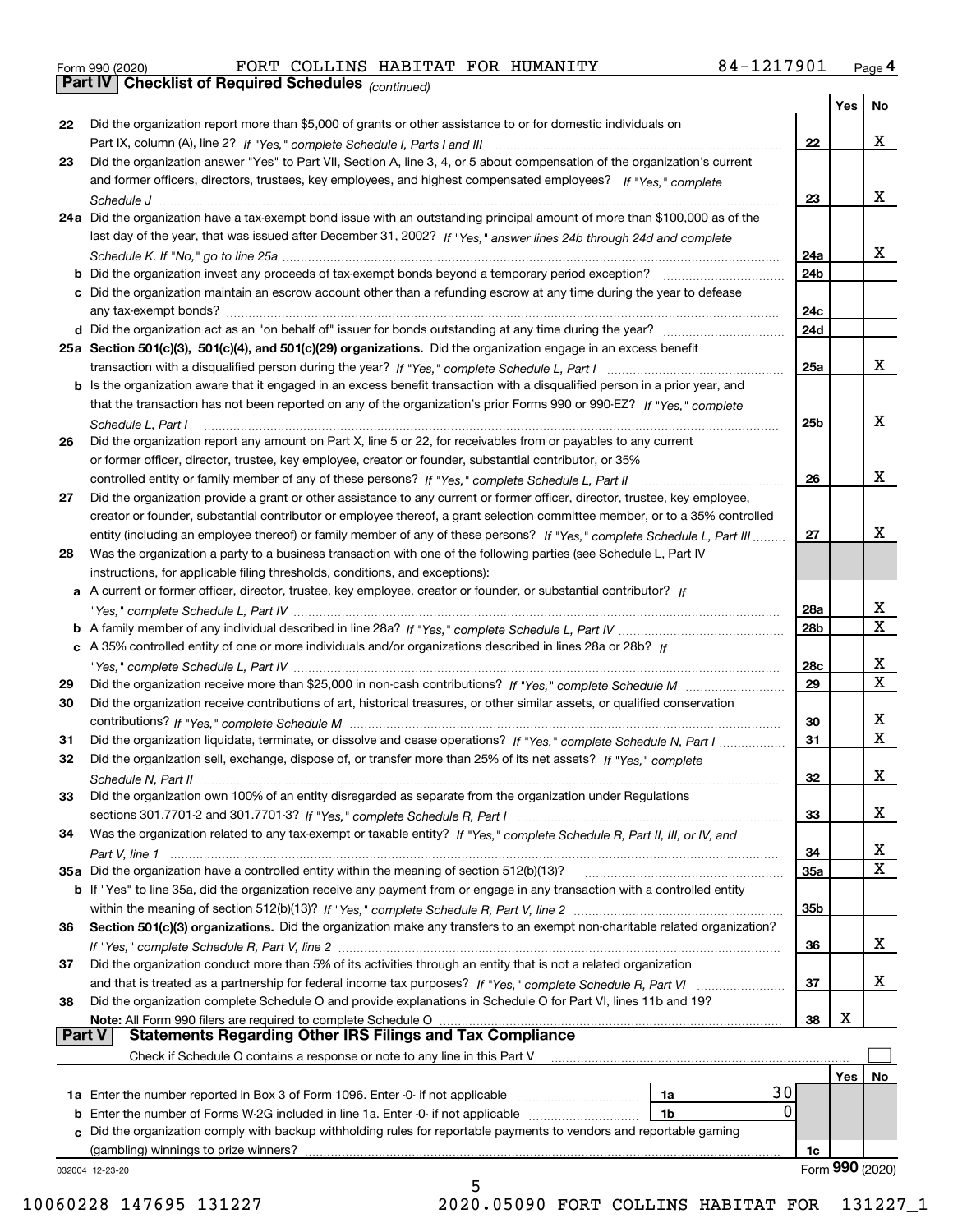Form 990 (2020) FORT COLLINS HABITAT FOR HUMANITY 84-1217901

## Part IV Checklist of Required Schedules *(continued)*

| | | | Yes | No |
|---|---|---|---|---|
| 22 | Did the organization report more than $5,000 of grants or other assistance to or for domestic individuals on Part IX, column (A), line 2? *If "Yes," complete Schedule I, Parts I and III* | 22 | | X |
| 23 | Did the organization answer "Yes" to Part VII, Section A, line 3, 4, or 5 about compensation of the organization's current and former officers, directors, trustees, key employees, and highest compensated employees? *If "Yes," complete Schedule J* | 23 | | X |
| 24a | Did the organization have a tax-exempt bond issue with an outstanding principal amount of more than $100,000 as of the last day of the year, that was issued after December 31, 2002? *If "Yes," answer lines 24b through 24d and complete Schedule K. If "No," go to line 25a* | 24a | | X |
| b | Did the organization invest any proceeds of tax-exempt bonds beyond a temporary period exception? | 24b | | |
| c | Did the organization maintain an escrow account other than a refunding escrow at any time during the year to defease any tax-exempt bonds? | 24c | | |
| d | Did the organization act as an "on behalf of" issuer for bonds outstanding at any time during the year? | 24d | | |
| 25a | **Section 501(c)(3), 501(c)(4), and 501(c)(29) organizations.** Did the organization engage in an excess benefit transaction with a disqualified person during the year? *If "Yes," complete Schedule L, Part I* | 25a | | X |
| b | Is the organization aware that it engaged in an excess benefit transaction with a disqualified person in a prior year, and that the transaction has not been reported on any of the organization's prior Forms 990 or 990-EZ? *If "Yes," complete Schedule L, Part I* | 25b | | X |
| 26 | Did the organization report any amount on Part X, line 5 or 22, for receivables from or payables to any current or former officer, director, trustee, key employee, creator or founder, substantial contributor, or 35% controlled entity or family member of any of these persons? *If "Yes," complete Schedule L, Part II* | 26 | | X |
| 27 | Did the organization provide a grant or other assistance to any current or former officer, director, trustee, key employee, creator or founder, substantial contributor or employee thereof, a grant selection committee member, or to a 35% controlled entity (including an employee thereof) or family member of any of these persons? *If "Yes," complete Schedule L, Part III* | 27 | | X |
| 28 | Was the organization a party to a business transaction with one of the following parties (see Schedule L, Part IV instructions, for applicable filing thresholds, conditions, and exceptions): | | | |
| a | A current or former officer, director, trustee, key employee, creator or founder, or substantial contributor? *If "Yes," complete Schedule L, Part IV* | 28a | | X |
| b | A family member of any individual described in line 28a? *If "Yes," complete Schedule L, Part IV* | 28b | | X |
| c | A 35% controlled entity of one or more individuals and/or organizations described in lines 28a or 28b? *If "Yes," complete Schedule L, Part IV* | 28c | | X |
| 29 | Did the organization receive more than $25,000 in non-cash contributions? *If "Yes," complete Schedule M* | 29 | | X |
| 30 | Did the organization receive contributions of art, historical treasures, or other similar assets, or qualified conservation contributions? *If "Yes," complete Schedule M* | 30 | | X |
| 31 | Did the organization liquidate, terminate, or dissolve and cease operations? *If "Yes," complete Schedule N, Part I* | 31 | | X |
| 32 | Did the organization sell, exchange, dispose of, or transfer more than 25% of its net assets? *If "Yes," complete Schedule N, Part II* | 32 | | X |
| 33 | Did the organization own 100% of an entity disregarded as separate from the organization under Regulations sections 301.7701-2 and 301.7701-3? *If "Yes," complete Schedule R, Part I* | 33 | | X |
| 34 | Was the organization related to any tax-exempt or taxable entity? *If "Yes," complete Schedule R, Part II, III, or IV, and Part V, line 1* | 34 | | X |
| 35a | Did the organization have a controlled entity within the meaning of section 512(b)(13)? | 35a | | X |
| b | If "Yes" to line 35a, did the organization receive any payment from or engage in any transaction with a controlled entity within the meaning of section 512(b)(13)? *If "Yes," complete Schedule R, Part V, line 2* | 35b | | |
| 36 | **Section 501(c)(3) organizations.** Did the organization make any transfers to an exempt non-charitable related organization? *If "Yes," complete Schedule R, Part V, line 2* | 36 | | X |
| 37 | Did the organization conduct more than 5% of its activities through an entity that is not a related organization and that is treated as a partnership for federal income tax purposes? *If "Yes," complete Schedule R, Part VI* | 37 | | X |
| 38 | Did the organization complete Schedule O and provide explanations in Schedule O for Part VI, lines 11b and 19? **Note:** All Form 990 filers are required to complete Schedule O | 38 | X | |

## Part V Statements Regarding Other IRS Filings and Tax Compliance

Check if Schedule O contains a response or note to any line in this Part V ☐

| | | | | | Yes | No |
|---|---|---|---|---|---|---|
| 1a | Enter the number reported in Box 3 of Form 1096. Enter -0- if not applicable | 1a | 30 | | | |
| b | Enter the number of Forms W-2G included in line 1a. Enter -0- if not applicable | 1b | 0 | | | |
| c | Did the organization comply with backup withholding rules for reportable payments to vendors and reportable gaming (gambling) winnings to prize winners? | | | 1c | | |

Form **990** (2020)

032004 12-23-20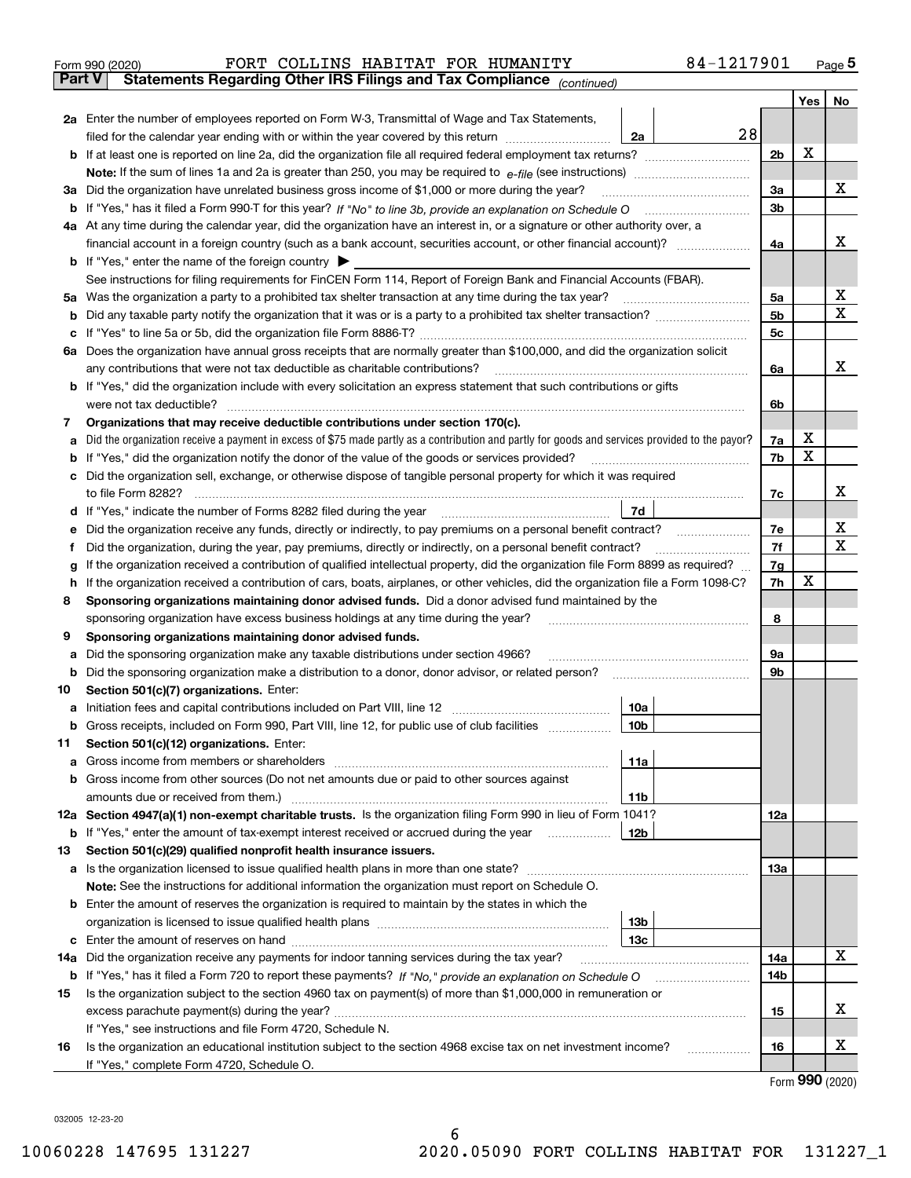Form 990 (2020) FORT COLLINS HABITAT FOR HUMANITY 84-1217901

## Part V Statements Regarding Other IRS Filings and Tax Compliance *(continued)*

| | | | | Yes | No |
|---|---|---|---|---|---|
| **2a** | Enter the number of employees reported on Form W-3, Transmittal of Wage and Tax Statements, filed for the calendar year ending with or within the year covered by this return | 2a 28 | | | |
| **b** | If at least one is reported on line 2a, did the organization file all required federal employment tax returns? | | 2b | X | |
| | **Note:** If the sum of lines 1a and 2a is greater than 250, you may be required to *e-file* (see instructions) | | | | |
| **3a** | Did the organization have unrelated business gross income of $1,000 or more during the year? | | 3a | | X |
| **b** | If "Yes," has it filed a Form 990-T for this year? *If "No" to line 3b, provide an explanation on Schedule O* | | 3b | | |
| **4a** | At any time during the calendar year, did the organization have an interest in, or a signature or other authority over, a financial account in a foreign country (such as a bank account, securities account, or other financial account)? | | 4a | | X |
| **b** | If "Yes," enter the name of the foreign country ▶ | | | | |
| | See instructions for filing requirements for FinCEN Form 114, Report of Foreign Bank and Financial Accounts (FBAR). | | | | |
| **5a** | Was the organization a party to a prohibited tax shelter transaction at any time during the tax year? | | 5a | | X |
| **b** | Did any taxable party notify the organization that it was or is a party to a prohibited tax shelter transaction? | | 5b | | X |
| **c** | If "Yes" to line 5a or 5b, did the organization file Form 8886-T? | | 5c | | |
| **6a** | Does the organization have annual gross receipts that are normally greater than $100,000, and did the organization solicit any contributions that were not tax deductible as charitable contributions? | | 6a | | X |
| **b** | If "Yes," did the organization include with every solicitation an express statement that such contributions or gifts were not tax deductible? | | 6b | | |
| **7** | **Organizations that may receive deductible contributions under section 170(c).** | | | | |
| **a** | Did the organization receive a payment in excess of $75 made partly as a contribution and partly for goods and services provided to the payor? | | 7a | X | |
| **b** | If "Yes," did the organization notify the donor of the value of the goods or services provided? | | 7b | X | |
| **c** | Did the organization sell, exchange, or otherwise dispose of tangible personal property for which it was required to file Form 8282? | | 7c | | X |
| **d** | If "Yes," indicate the number of Forms 8282 filed during the year | 7d | | | |
| **e** | Did the organization receive any funds, directly or indirectly, to pay premiums on a personal benefit contract? | | 7e | | X |
| **f** | Did the organization, during the year, pay premiums, directly or indirectly, on a personal benefit contract? | | 7f | | X |
| **g** | If the organization received a contribution of qualified intellectual property, did the organization file Form 8899 as required? | | 7g | | |
| **h** | If the organization received a contribution of cars, boats, airplanes, or other vehicles, did the organization file a Form 1098-C? | | 7h | X | |
| **8** | **Sponsoring organizations maintaining donor advised funds.** Did a donor advised fund maintained by the sponsoring organization have excess business holdings at any time during the year? | | 8 | | |
| **9** | **Sponsoring organizations maintaining donor advised funds.** | | | | |
| **a** | Did the sponsoring organization make any taxable distributions under section 4966? | | 9a | | |
| **b** | Did the sponsoring organization make a distribution to a donor, donor advisor, or related person? | | 9b | | |
| **10** | **Section 501(c)(7) organizations.** Enter: | | | | |
| **a** | Initiation fees and capital contributions included on Part VIII, line 12 | 10a | | | |
| **b** | Gross receipts, included on Form 990, Part VIII, line 12, for public use of club facilities | 10b | | | |
| **11** | **Section 501(c)(12) organizations.** Enter: | | | | |
| **a** | Gross income from members or shareholders | 11a | | | |
| **b** | Gross income from other sources (Do not net amounts due or paid to other sources against amounts due or received from them.) | 11b | | | |
| **12a** | **Section 4947(a)(1) non-exempt charitable trusts.** Is the organization filing Form 990 in lieu of Form 1041? | | 12a | | |
| **b** | If "Yes," enter the amount of tax-exempt interest received or accrued during the year | 12b | | | |
| **13** | **Section 501(c)(29) qualified nonprofit health insurance issuers.** | | | | |
| **a** | Is the organization licensed to issue qualified health plans in more than one state? | | 13a | | |
| | **Note:** See the instructions for additional information the organization must report on Schedule O. | | | | |
| **b** | Enter the amount of reserves the organization is required to maintain by the states in which the organization is licensed to issue qualified health plans | 13b | | | |
| **c** | Enter the amount of reserves on hand | 13c | | | |
| **14a** | Did the organization receive any payments for indoor tanning services during the tax year? | | 14a | | X |
| **b** | If "Yes," has it filed a Form 720 to report these payments? *If "No," provide an explanation on Schedule O* | | 14b | | |
| **15** | Is the organization subject to the section 4960 tax on payment(s) of more than $1,000,000 in remuneration or excess parachute payment(s) during the year? | | 15 | | X |
| | If "Yes," see instructions and file Form 4720, Schedule N. | | | | |
| **16** | Is the organization an educational institution subject to the section 4968 excise tax on net investment income? | | 16 | | X |
| | If "Yes," complete Form 4720, Schedule O. | | | | |

Form **990** (2020)

032005 12-23-20

10060228 147695 131227 2020.05090 FORT COLLINS HABITAT FOR 131227_1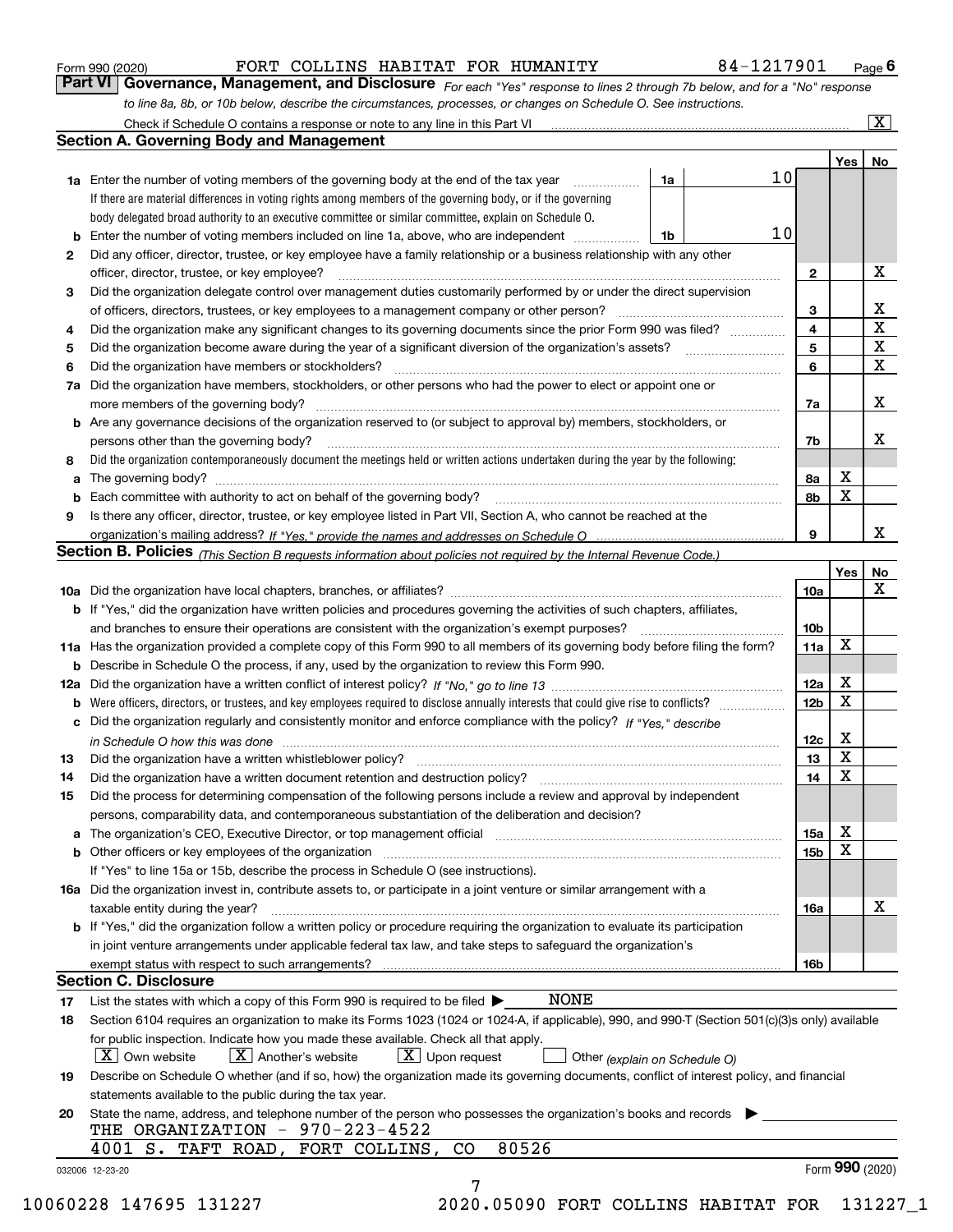Form 990 (2020) FORT COLLINS HABITAT FOR HUMANITY 84-1217901 Page 6

## Part VI Governance, Management, and Disclosure

*For each "Yes" response to lines 2 through 7b below, and for a "No" response to line 8a, 8b, or 10b below, describe the circumstances, processes, or changes on Schedule O. See instructions.*

Check if Schedule O contains a response or note to any line in this Part VI [X]

### Section A. Governing Body and Management

| | | | | Yes | No |
|---|---|---|---|---|---|
| **1a** | Enter the number of voting members of the governing body at the end of the tax year | 1a | 10 | | |
| | If there are material differences in voting rights among members of the governing body, or if the governing body delegated broad authority to an executive committee or similar committee, explain on Schedule O. | | | | |
| **b** | Enter the number of voting members included on line 1a, above, who are independent | 1b | 10 | | |
| **2** | Did any officer, director, trustee, or key employee have a family relationship or a business relationship with any other officer, director, trustee, or key employee? | 2 | | | X |
| **3** | Did the organization delegate control over management duties customarily performed by or under the direct supervision of officers, directors, trustees, or key employees to a management company or other person? | 3 | | | X |
| **4** | Did the organization make any significant changes to its governing documents since the prior Form 990 was filed? | 4 | | | X |
| **5** | Did the organization become aware during the year of a significant diversion of the organization's assets? | 5 | | | X |
| **6** | Did the organization have members or stockholders? | 6 | | | X |
| **7a** | Did the organization have members, stockholders, or other persons who had the power to elect or appoint one or more members of the governing body? | 7a | | | X |
| **b** | Are any governance decisions of the organization reserved to (or subject to approval by) members, stockholders, or persons other than the governing body? | 7b | | | X |
| **8** | Did the organization contemporaneously document the meetings held or written actions undertaken during the year by the following: | | | | |
| **a** | The governing body? | 8a | | X | |
| **b** | Each committee with authority to act on behalf of the governing body? | 8b | | X | |
| **9** | Is there any officer, director, trustee, or key employee listed in Part VII, Section A, who cannot be reached at the organization's mailing address? *If "Yes," provide the names and addresses on Schedule O* | 9 | | | X |

### Section B. Policies *(This Section B requests information about policies not required by the Internal Revenue Code.)*

| | | | Yes | No |
|---|---|---|---|---|
| **10a** | Did the organization have local chapters, branches, or affiliates? | 10a | | X |
| **b** | If "Yes," did the organization have written policies and procedures governing the activities of such chapters, affiliates, and branches to ensure their operations are consistent with the organization's exempt purposes? | 10b | | |
| **11a** | Has the organization provided a complete copy of this Form 990 to all members of its governing body before filing the form? | 11a | X | |
| **b** | Describe in Schedule O the process, if any, used by the organization to review this Form 990. | | | |
| **12a** | Did the organization have a written conflict of interest policy? *If "No," go to line 13* | 12a | X | |
| **b** | Were officers, directors, or trustees, and key employees required to disclose annually interests that could give rise to conflicts? | 12b | X | |
| **c** | Did the organization regularly and consistently monitor and enforce compliance with the policy? *If "Yes," describe in Schedule O how this was done* | 12c | X | |
| **13** | Did the organization have a written whistleblower policy? | 13 | X | |
| **14** | Did the organization have a written document retention and destruction policy? | 14 | X | |
| **15** | Did the process for determining compensation of the following persons include a review and approval by independent persons, comparability data, and contemporaneous substantiation of the deliberation and decision? | | | |
| **a** | The organization's CEO, Executive Director, or top management official | 15a | X | |
| **b** | Other officers or key employees of the organization | 15b | X | |
| | If "Yes" to line 15a or 15b, describe the process in Schedule O (see instructions). | | | |
| **16a** | Did the organization invest in, contribute assets to, or participate in a joint venture or similar arrangement with a taxable entity during the year? | 16a | | X |
| **b** | If "Yes," did the organization follow a written policy or procedure requiring the organization to evaluate its participation in joint venture arrangements under applicable federal tax law, and take steps to safeguard the organization's exempt status with respect to such arrangements? | 16b | | |

### Section C. Disclosure

**17** List the states with which a copy of this Form 990 is required to be filed ▶ NONE

**18** Section 6104 requires an organization to make its Forms 1023 (1024 or 1024-A, if applicable), 990, and 990-T (Section 501(c)(3)s only) available for public inspection. Indicate how you made these available. Check all that apply.

[X] Own website [X] Another's website [X] Upon request [ ] Other *(explain on Schedule O)*

**19** Describe on Schedule O whether (and if so, how) the organization made its governing documents, conflict of interest policy, and financial statements available to the public during the tax year.

**20** State the name, address, and telephone number of the person who possesses the organization's books and records ▶

THE ORGANIZATION - 970-223-4522
4001 S. TAFT ROAD, FORT COLLINS, CO 80526

032006 12-23-20 Form **990** (2020)

10060228 147695 131227 2020.05090 FORT COLLINS HABITAT FOR 131227_1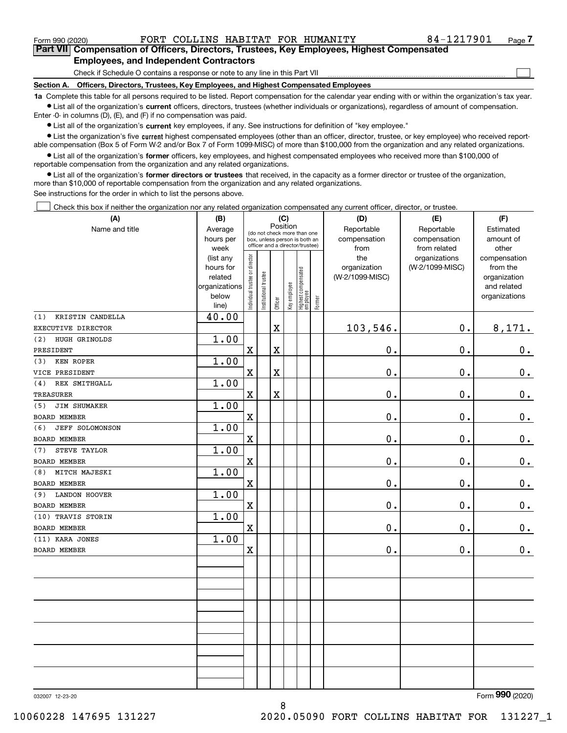Form 990 (2020) FORT COLLINS HABITAT FOR HUMANITY 84-1217901 Page 7

**Part VII Compensation of Officers, Directors, Trustees, Key Employees, Highest Compensated Employees, and Independent Contractors**

Check if Schedule O contains a response or note to any line in this Part VII ☐

**Section A. Officers, Directors, Trustees, Key Employees, and Highest Compensated Employees**

**1a** Complete this table for all persons required to be listed. Report compensation for the calendar year ending with or within the organization's tax year.

- List all of the organization's **current** officers, directors, trustees (whether individuals or organizations), regardless of amount of compensation. Enter -0- in columns (D), (E), and (F) if no compensation was paid.
- List all of the organization's **current** key employees, if any. See instructions for definition of "key employee."
- List the organization's five **current** highest compensated employees (other than an officer, director, trustee, or key employee) who received reportable compensation (Box 5 of Form W-2 and/or Box 7 of Form 1099-MISC) of more than $100,000 from the organization and any related organizations.
- List all of the organization's **former** officers, key employees, and highest compensated employees who received more than $100,000 of reportable compensation from the organization and any related organizations.
- List all of the organization's **former directors or trustees** that received, in the capacity as a former director or trustee of the organization, more than $10,000 of reportable compensation from the organization and any related organizations.

See instructions for the order in which to list the persons above.

☐ Check this box if neither the organization nor any related organization compensated any current officer, director, or trustee.

| (A) Name and title | (B) Average hours per week (list any hours for related organizations below line) | (C) Position: Individual trustee or director | Institutional trustee | Officer | Key employee | Highest compensated employee | Former | (D) Reportable compensation from the organization (W-2/1099-MISC) | (E) Reportable compensation from related organizations (W-2/1099-MISC) | (F) Estimated amount of other compensation from the organization and related organizations |
|---|---|---|---|---|---|---|---|---|---|---|
| (1) KRISTIN CANDELLA<br>EXECUTIVE DIRECTOR | 40.00 | | | X | | | | 103,546. | 0. | 8,171. |
| (2) HUGH GRINOLDS<br>PRESIDENT | 1.00 | X | | X | | | | 0. | 0. | 0. |
| (3) KEN ROPER<br>VICE PRESIDENT | 1.00 | X | | X | | | | 0. | 0. | 0. |
| (4) REX SMITHGALL<br>TREASURER | 1.00 | X | | X | | | | 0. | 0. | 0. |
| (5) JIM SHUMAKER<br>BOARD MEMBER | 1.00 | X | | | | | | 0. | 0. | 0. |
| (6) JEFF SOLOMONSON<br>BOARD MEMBER | 1.00 | X | | | | | | 0. | 0. | 0. |
| (7) STEVE TAYLOR<br>BOARD MEMBER | 1.00 | X | | | | | | 0. | 0. | 0. |
| (8) MITCH MAJESKI<br>BOARD MEMBER | 1.00 | X | | | | | | 0. | 0. | 0. |
| (9) LANDON HOOVER<br>BOARD MEMBER | 1.00 | X | | | | | | 0. | 0. | 0. |
| (10) TRAVIS STORIN<br>BOARD MEMBER | 1.00 | X | | | | | | 0. | 0. | 0. |
| (11) KARA JONES<br>BOARD MEMBER | 1.00 | X | | | | | | 0. | 0. | 0. |

032007 12-23-20 Form 990 (2020)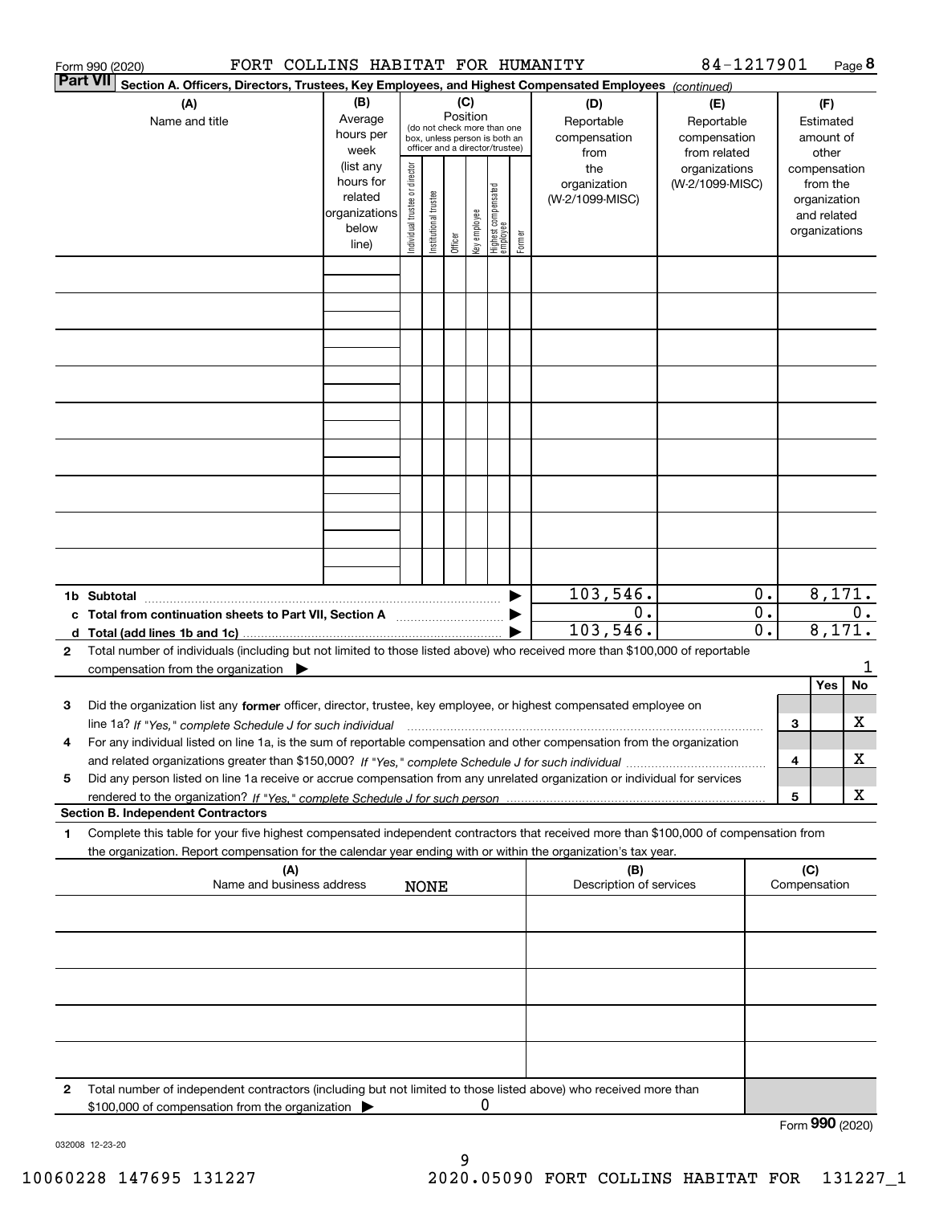Form 990 (2020) FORT COLLINS HABITAT FOR HUMANITY 84-1217901 Page 8

**Part VII** **Section A. Officers, Directors, Trustees, Key Employees, and Highest Compensated Employees** *(continued)*

| (A) Name and title | (B) Average hours per week (list any hours for related organizations below line) | (C) Position (do not check more than one box, unless person is both an officer and a director/trustee): Individual trustee or director | Institutional trustee | Officer | Key employee | Highest compensated employee | Former | (D) Reportable compensation from the organization (W-2/1099-MISC) | (E) Reportable compensation from related organizations (W-2/1099-MISC) | (F) Estimated amount of other compensation from the organization and related organizations |
|---|---|---|---|---|---|---|---|---|---|---|
| | | | | | | | | | | |
| | | | | | | | | | | |
| | | | | | | | | | | |
| | | | | | | | | | | |
| | | | | | | | | | | |
| | | | | | | | | | | |
| | | | | | | | | | | |
| | | | | | | | | | | |
| | | | | | | | | | | |
| **1b Subtotal** | | | | | | | | 103,546. | 0. | 8,171. |
| **c Total from continuation sheets to Part VII, Section A** | | | | | | | | 0. | 0. | 0. |
| **d Total (add lines 1b and 1c)** | | | | | | | | 103,546. | 0. | 8,171. |

**2** Total number of individuals (including but not limited to those listed above) who received more than $100,000 of reportable compensation from the organization ▶ 1

| | | | Yes | No |
|---|---|---|---|---|
| **3** | Did the organization list any **former** officer, director, trustee, key employee, or highest compensated employee on line 1a? *If "Yes," complete Schedule J for such individual* | 3 | | X |
| **4** | For any individual listed on line 1a, is the sum of reportable compensation and other compensation from the organization and related organizations greater than $150,000? *If "Yes," complete Schedule J for such individual* | 4 | | X |
| **5** | Did any person listed on line 1a receive or accrue compensation from any unrelated organization or individual for services rendered to the organization? *If "Yes," complete Schedule J for such person* | 5 | | X |

**Section B. Independent Contractors**

**1** Complete this table for your five highest compensated independent contractors that received more than $100,000 of compensation from the organization. Report compensation for the calendar year ending with or within the organization's tax year.

| (A) Name and business address | (B) Description of services | (C) Compensation |
|---|---|---|
| NONE | | |
| | | |
| | | |
| | | |
| | | |

**2** Total number of independent contractors (including but not limited to those listed above) who received more than $100,000 of compensation from the organization ▶ 0

Form **990** (2020)

032008 12-23-20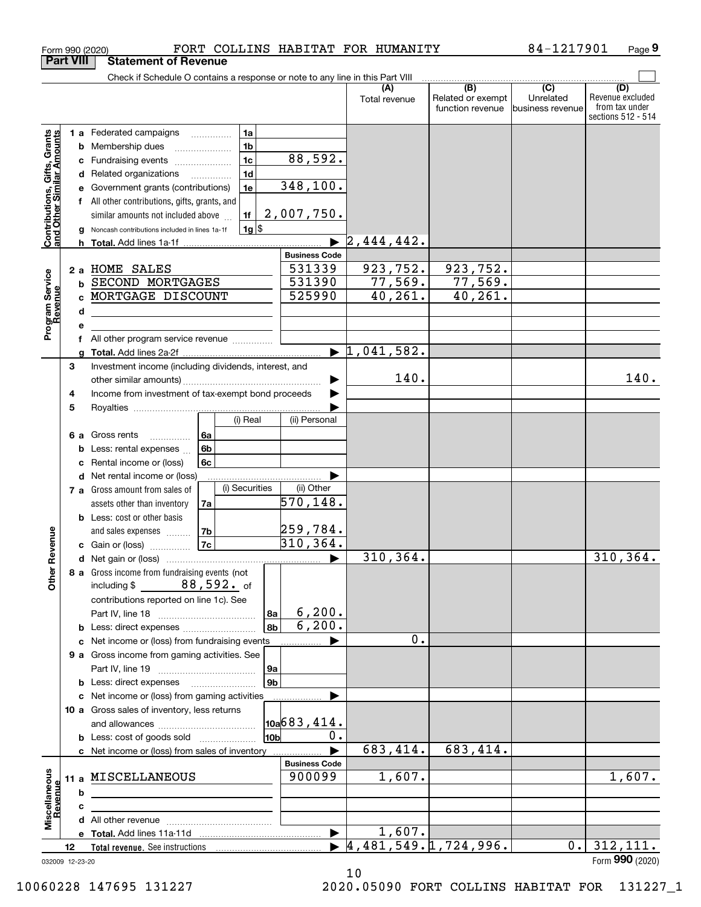Form 990 (2020) FORT COLLINS HABITAT FOR HUMANITY 84-1217901 Page 9

## Part VIII Statement of Revenue

Check if Schedule O contains a response or note to any line in this Part VIII

| | | | (A) Total revenue | (B) Related or exempt function revenue | (C) Unrelated business revenue | (D) Revenue excluded from tax under sections 512 - 514 |
|---|---|---|---|---|---|---|
| **Contributions, Gifts, Grants and Other Similar Amounts** | 1a Federated campaigns (1a) | | | | | |
| | b Membership dues (1b) | | | | | |
| | c Fundraising events (1c) | 88,592. | | | | |
| | d Related organizations (1d) | | | | | |
| | e Government grants (contributions) (1e) | 348,100. | | | | |
| | f All other contributions, gifts, grants, and similar amounts not included above (1f) | 2,007,750. | | | | |
| | g Noncash contributions included in lines 1a-1f (1g) $ | | | | | |
| | h Total. Add lines 1a-1f | | 2,444,442. | | | |
| **Program Service Revenue** | | Business Code | | | | |
| | 2a HOME SALES | 531339 | 923,752. | 923,752. | | |
| | b SECOND MORTGAGES | 531390 | 77,569. | 77,569. | | |
| | c MORTGAGE DISCOUNT | 525990 | 40,261. | 40,261. | | |
| | d | | | | | |
| | e | | | | | |
| | f All other program service revenue | | | | | |
| | g Total. Add lines 2a-2f | | 1,041,582. | | | |
| **Other Revenue** | 3 Investment income (including dividends, interest, and other similar amounts) | | 140. | | | 140. |
| | 4 Income from investment of tax-exempt bond proceeds | | | | | |
| | 5 Royalties | | | | | |
| | | (i) Real / (ii) Personal | | | | |
| | 6a Gross rents (6a) | | | | | |
| | b Less: rental expenses (6b) | | | | | |
| | c Rental income or (loss) (6c) | | | | | |
| | d Net rental income or (loss) | | | | | |
| | 7a Gross amount from sales of assets other than inventory (7a) | (i) Securities: / (ii) Other: 570,148. | | | | |
| | b Less: cost or other basis and sales expenses (7b) | (ii) Other: 259,784. | | | | |
| | c Gain or (loss) (7c) | (ii) Other: 310,364. | | | | |
| | d Net gain or (loss) | | 310,364. | | | 310,364. |
| | 8a Gross income from fundraising events (not including $ 88,592. of contributions reported on line 1c). See Part IV, line 18 (8a) | 6,200. | | | | |
| | b Less: direct expenses (8b) | 6,200. | | | | |
| | c Net income or (loss) from fundraising events | | 0. | | | |
| | 9a Gross income from gaming activities. See Part IV, line 19 (9a) | | | | | |
| | b Less: direct expenses (9b) | | | | | |
| | c Net income or (loss) from gaming activities | | | | | |
| | 10a Gross sales of inventory, less returns and allowances (10a) | 683,414. | | | | |
| | b Less: cost of goods sold (10b) | 0. | | | | |
| | c Net income or (loss) from sales of inventory | | 683,414. | 683,414. | | |
| **Miscellaneous Revenue** | | Business Code | | | | |
| | 11a MISCELLANEOUS | 900099 | 1,607. | | | 1,607. |
| | b | | | | | |
| | c | | | | | |
| | d All other revenue | | | | | |
| | e Total. Add lines 11a-11d | | 1,607. | | | |
| | 12 Total revenue. See instructions | | 4,481,549. | 1,724,996. | 0. | 312,111. |

032009 12-23-20 Form 990 (2020)

10060228 147695 131227 2020.05090 FORT COLLINS HABITAT FOR 131227_1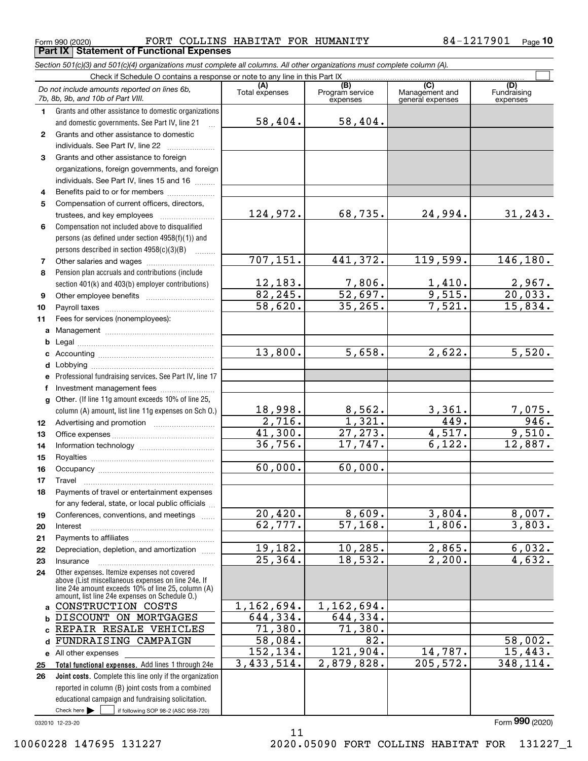Form 990 (2020) FORT COLLINS HABITAT FOR HUMANITY 84-1217901

## Part IX Statement of Functional Expenses

*Section 501(c)(3) and 501(c)(4) organizations must complete all columns. All other organizations must complete column (A).*

Check if Schedule O contains a response or note to any line in this Part IX ☐

| *Do not include amounts reported on lines 6b, 7b, 8b, 9b, and 10b of Part VIII.* | (A) Total expenses | (B) Program service expenses | (C) Management and general expenses | (D) Fundraising expenses |
|---|---|---|---|---|
| 1 Grants and other assistance to domestic organizations and domestic governments. See Part IV, line 21 | 58,404. | 58,404. | | |
| 2 Grants and other assistance to domestic individuals. See Part IV, line 22 | | | | |
| 3 Grants and other assistance to foreign organizations, foreign governments, and foreign individuals. See Part IV, lines 15 and 16 | | | | |
| 4 Benefits paid to or for members | | | | |
| 5 Compensation of current officers, directors, trustees, and key employees | 124,972. | 68,735. | 24,994. | 31,243. |
| 6 Compensation not included above to disqualified persons (as defined under section 4958(f)(1)) and persons described in section 4958(c)(3)(B) | | | | |
| 7 Other salaries and wages | 707,151. | 441,372. | 119,599. | 146,180. |
| 8 Pension plan accruals and contributions (include section 401(k) and 403(b) employer contributions) | 12,183. | 7,806. | 1,410. | 2,967. |
| 9 Other employee benefits | 82,245. | 52,697. | 9,515. | 20,033. |
| 10 Payroll taxes | 58,620. | 35,265. | 7,521. | 15,834. |
| 11 Fees for services (nonemployees): | | | | |
| a Management | | | | |
| b Legal | | | | |
| c Accounting | 13,800. | 5,658. | 2,622. | 5,520. |
| d Lobbying | | | | |
| e Professional fundraising services. See Part IV, line 17 | | | | |
| f Investment management fees | | | | |
| g Other. (If line 11g amount exceeds 10% of line 25, column (A) amount, list line 11g expenses on Sch O.) | 18,998. | 8,562. | 3,361. | 7,075. |
| 12 Advertising and promotion | 2,716. | 1,321. | 449. | 946. |
| 13 Office expenses | 41,300. | 27,273. | 4,517. | 9,510. |
| 14 Information technology | 36,756. | 17,747. | 6,122. | 12,887. |
| 15 Royalties | | | | |
| 16 Occupancy | 60,000. | 60,000. | | |
| 17 Travel | | | | |
| 18 Payments of travel or entertainment expenses for any federal, state, or local public officials | | | | |
| 19 Conferences, conventions, and meetings | 20,420. | 8,609. | 3,804. | 8,007. |
| 20 Interest | 62,777. | 57,168. | 1,806. | 3,803. |
| 21 Payments to affiliates | | | | |
| 22 Depreciation, depletion, and amortization | 19,182. | 10,285. | 2,865. | 6,032. |
| 23 Insurance | 25,364. | 18,532. | 2,200. | 4,632. |
| 24 Other expenses. Itemize expenses not covered above (List miscellaneous expenses on line 24e. If line 24e amount exceeds 10% of line 25, column (A) amount, list line 24e expenses on Schedule O.) | | | | |
| a CONSTRUCTION COSTS | 1,162,694. | 1,162,694. | | |
| b DISCOUNT ON MORTGAGES | 644,334. | 644,334. | | |
| c REPAIR RESALE VEHICLES | 71,380. | 71,380. | | |
| d FUNDRAISING CAMPAIGN | 58,084. | 82. | | 58,002. |
| e All other expenses | 152,134. | 121,904. | 14,787. | 15,443. |
| 25 **Total functional expenses.** Add lines 1 through 24e | 3,433,514. | 2,879,828. | 205,572. | 348,114. |
| 26 **Joint costs.** Complete this line only if the organization reported in column (B) joint costs from a combined educational campaign and fundraising solicitation. Check here ☐ if following SOP 98-2 (ASC 958-720) | | | | |

032010 12-23-20

Form **990** (2020)

10060228 147695 131227 2020.05090 FORT COLLINS HABITAT FOR 131227_1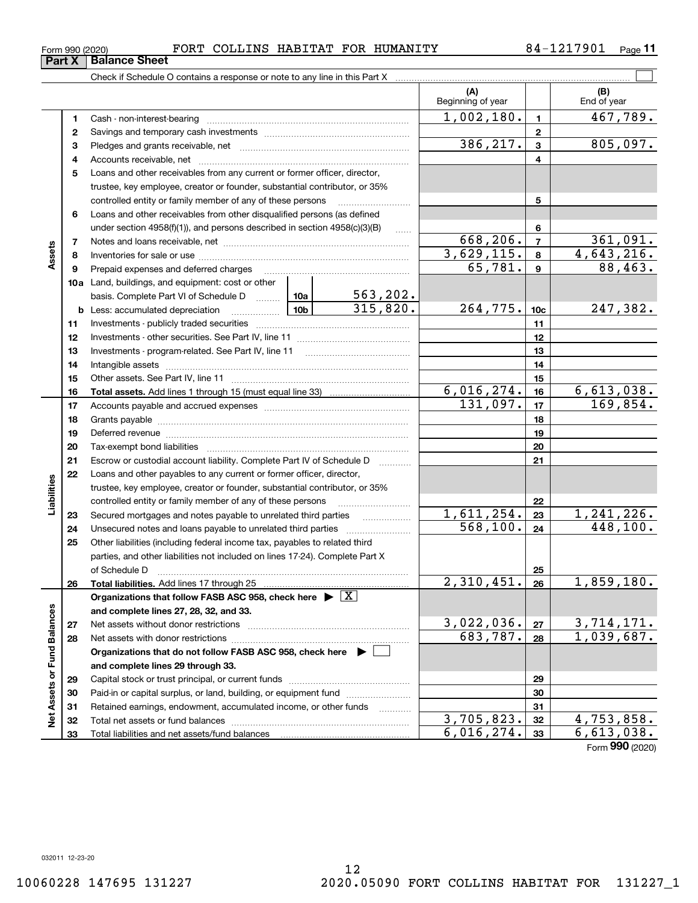Form 990 (2020) FORT COLLINS HABITAT FOR HUMANITY 84-1217901

**Part X Balance Sheet**

Check if Schedule O contains a response or note to any line in this Part X

| | | | (A) Beginning of year | | (B) End of year |
|---|---|---|---|---|---|
| **Assets** | 1 | Cash - non-interest-bearing | 1,002,180. | 1 | 467,789. |
| | 2 | Savings and temporary cash investments | | 2 | |
| | 3 | Pledges and grants receivable, net | 386,217. | 3 | 805,097. |
| | 4 | Accounts receivable, net | | 4 | |
| | 5 | Loans and other receivables from any current or former officer, director, trustee, key employee, creator or founder, substantial contributor, or 35% controlled entity or family member of any of these persons | | 5 | |
| | 6 | Loans and other receivables from other disqualified persons (as defined under section 4958(f)(1)), and persons described in section 4958(c)(3)(B) | | 6 | |
| | 7 | Notes and loans receivable, net | 668,206. | 7 | 361,091. |
| | 8 | Inventories for sale or use | 3,629,115. | 8 | 4,643,216. |
| | 9 | Prepaid expenses and deferred charges | 65,781. | 9 | 88,463. |
| | 10a | Land, buildings, and equipment: cost or other basis. Complete Part VI of Schedule D — 10a: 563,202. | | | |
| | b | Less: accumulated depreciation — 10b: 315,820. | 264,775. | 10c | 247,382. |
| | 11 | Investments - publicly traded securities | | 11 | |
| | 12 | Investments - other securities. See Part IV, line 11 | | 12 | |
| | 13 | Investments - program-related. See Part IV, line 11 | | 13 | |
| | 14 | Intangible assets | | 14 | |
| | 15 | Other assets. See Part IV, line 11 | | 15 | |
| | 16 | **Total assets.** Add lines 1 through 15 (must equal line 33) | 6,016,274. | 16 | 6,613,038. |
| **Liabilities** | 17 | Accounts payable and accrued expenses | 131,097. | 17 | 169,854. |
| | 18 | Grants payable | | 18 | |
| | 19 | Deferred revenue | | 19 | |
| | 20 | Tax-exempt bond liabilities | | 20 | |
| | 21 | Escrow or custodial account liability. Complete Part IV of Schedule D | | 21 | |
| | 22 | Loans and other payables to any current or former officer, director, trustee, key employee, creator or founder, substantial contributor, or 35% controlled entity or family member of any of these persons | | 22 | |
| | 23 | Secured mortgages and notes payable to unrelated third parties | 1,611,254. | 23 | 1,241,226. |
| | 24 | Unsecured notes and loans payable to unrelated third parties | 568,100. | 24 | 448,100. |
| | 25 | Other liabilities (including federal income tax, payables to related third parties, and other liabilities not included on lines 17-24). Complete Part X of Schedule D | | 25 | |
| | 26 | **Total liabilities.** Add lines 17 through 25 | 2,310,451. | 26 | 1,859,180. |
| **Net Assets or Fund Balances** | | **Organizations that follow FASB ASC 958, check here** ▶ [X] **and complete lines 27, 28, 32, and 33.** | | | |
| | 27 | Net assets without donor restrictions | 3,022,036. | 27 | 3,714,171. |
| | 28 | Net assets with donor restrictions | 683,787. | 28 | 1,039,687. |
| | | **Organizations that do not follow FASB ASC 958, check here** ▶ [ ] **and complete lines 29 through 33.** | | | |
| | 29 | Capital stock or trust principal, or current funds | | 29 | |
| | 30 | Paid-in or capital surplus, or land, building, or equipment fund | | 30 | |
| | 31 | Retained earnings, endowment, accumulated income, or other funds | | 31 | |
| | 32 | Total net assets or fund balances | 3,705,823. | 32 | 4,753,858. |
| | 33 | Total liabilities and net assets/fund balances | 6,016,274. | 33 | 6,613,038. |

Form **990** (2020)

032011 12-23-20

10060228 147695 131227 2020.05090 FORT COLLINS HABITAT FOR 131227_1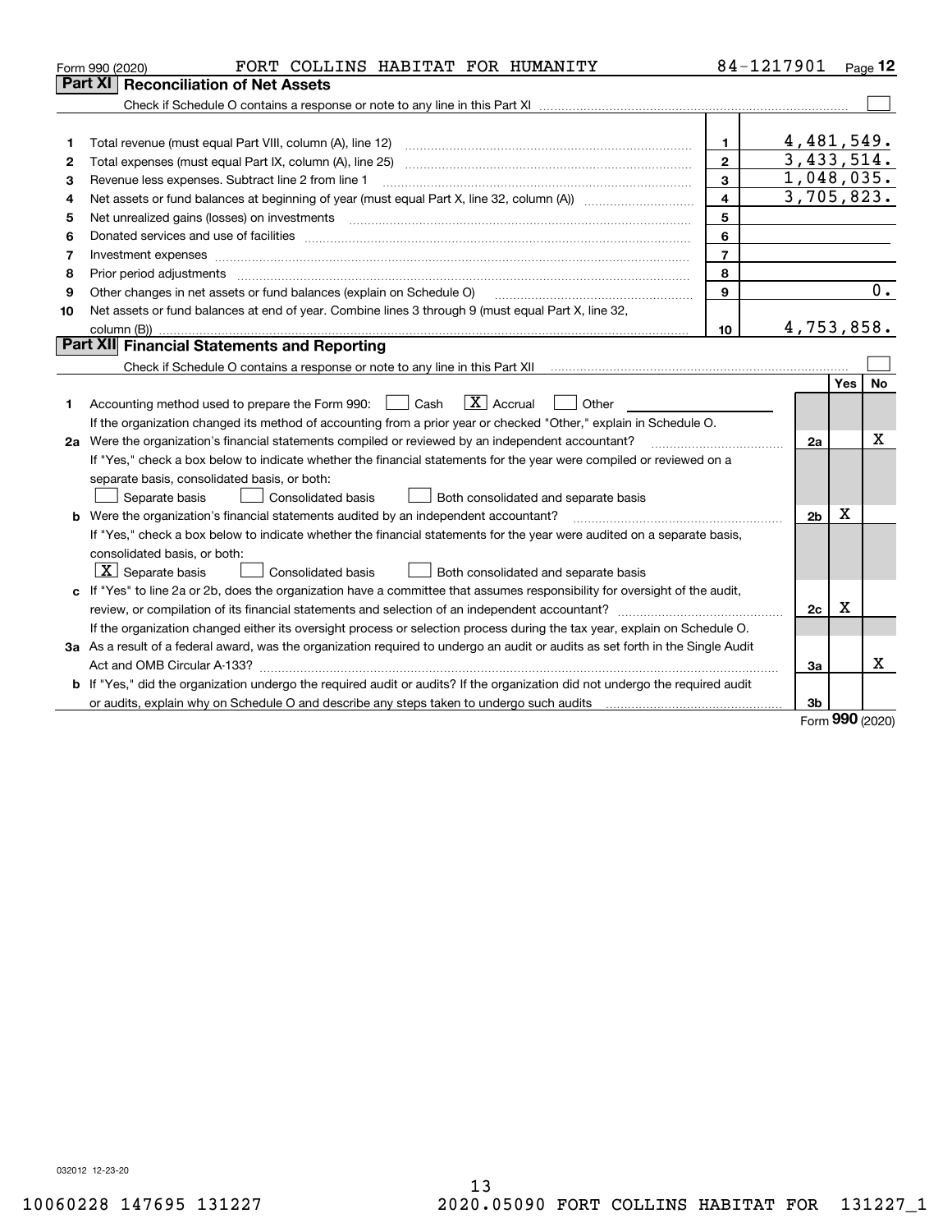Form 990 (2020) FORT COLLINS HABITAT FOR HUMANITY 84-1217901 Page 12

## Part XI Reconciliation of Net Assets

Check if Schedule O contains a response or note to any line in this Part XI ☐

| | | | |
|---|---|---|---|
| 1 | Total revenue (must equal Part VIII, column (A), line 12) | 1 | 4,481,549. |
| 2 | Total expenses (must equal Part IX, column (A), line 25) | 2 | 3,433,514. |
| 3 | Revenue less expenses. Subtract line 2 from line 1 | 3 | 1,048,035. |
| 4 | Net assets or fund balances at beginning of year (must equal Part X, line 32, column (A)) | 4 | 3,705,823. |
| 5 | Net unrealized gains (losses) on investments | 5 | |
| 6 | Donated services and use of facilities | 6 | |
| 7 | Investment expenses | 7 | |
| 8 | Prior period adjustments | 8 | |
| 9 | Other changes in net assets or fund balances (explain on Schedule O) | 9 | 0. |
| 10 | Net assets or fund balances at end of year. Combine lines 3 through 9 (must equal Part X, line 32, column (B)) | 10 | 4,753,858. |

## Part XII Financial Statements and Reporting

Check if Schedule O contains a response or note to any line in this Part XII ☐

| | | | Yes | No |
|---|---|---|---|---|
| 1 | Accounting method used to prepare the Form 990: ☐ Cash ☒ Accrual ☐ Other | | | |
| | If the organization changed its method of accounting from a prior year or checked "Other," explain in Schedule O. | | | |
| 2a | Were the organization's financial statements compiled or reviewed by an independent accountant? | 2a | | X |
| | If "Yes," check a box below to indicate whether the financial statements for the year were compiled or reviewed on a separate basis, consolidated basis, or both: ☐ Separate basis ☐ Consolidated basis ☐ Both consolidated and separate basis | | | |
| b | Were the organization's financial statements audited by an independent accountant? | 2b | X | |
| | If "Yes," check a box below to indicate whether the financial statements for the year were audited on a separate basis, consolidated basis, or both: ☒ Separate basis ☐ Consolidated basis ☐ Both consolidated and separate basis | | | |
| c | If "Yes" to line 2a or 2b, does the organization have a committee that assumes responsibility for oversight of the audit, review, or compilation of its financial statements and selection of an independent accountant? | 2c | X | |
| | If the organization changed either its oversight process or selection process during the tax year, explain on Schedule O. | | | |
| 3a | As a result of a federal award, was the organization required to undergo an audit or audits as set forth in the Single Audit Act and OMB Circular A-133? | 3a | | X |
| b | If "Yes," did the organization undergo the required audit or audits? If the organization did not undergo the required audit or audits, explain why on Schedule O and describe any steps taken to undergo such audits | 3b | | |

Form **990** (2020)

032012 12-23-20

10060228 147695 131227 2020.05090 FORT COLLINS HABITAT FOR 131227_1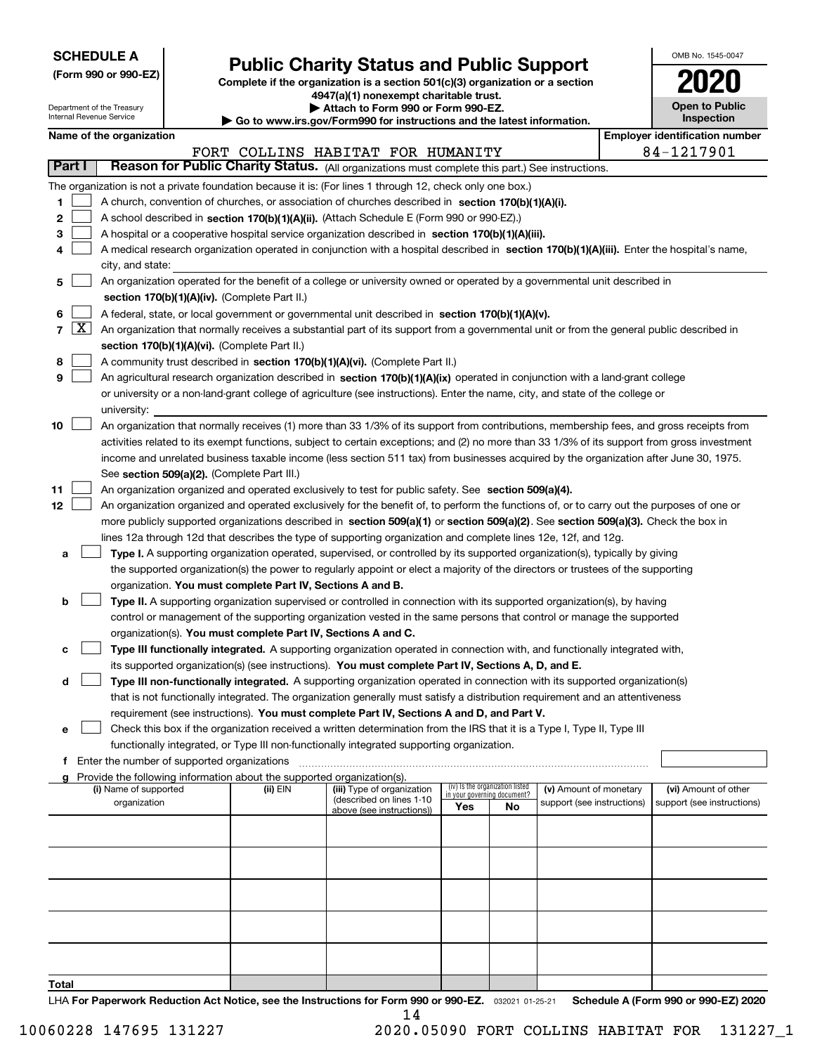**SCHEDULE A**
**(Form 990 or 990-EZ)**

Department of the Treasury
Internal Revenue Service

# Public Charity Status and Public Support

**Complete if the organization is a section 501(c)(3) organization or a section 4947(a)(1) nonexempt charitable trust.**
**▶ Attach to Form 990 or Form 990-EZ.**
**▶ Go to www.irs.gov/Form990 for instructions and the latest information.**

OMB No. 1545-0047
**2020**
**Open to Public Inspection**

**Name of the organization:** FORT COLLINS HABITAT FOR HUMANITY
**Employer identification number:** 84-1217901

## Part I — Reason for Public Charity Status. (All organizations must complete this part.) See instructions.

The organization is not a private foundation because it is: (For lines 1 through 12, check only one box.)

1. [ ] A church, convention of churches, or association of churches described in **section 170(b)(1)(A)(i).**
2. [ ] A school described in **section 170(b)(1)(A)(ii).** (Attach Schedule E (Form 990 or 990-EZ).)
3. [ ] A hospital or a cooperative hospital service organization described in **section 170(b)(1)(A)(iii).**
4. [ ] A medical research organization operated in conjunction with a hospital described in **section 170(b)(1)(A)(iii).** Enter the hospital's name, city, and state:
5. [ ] An organization operated for the benefit of a college or university owned or operated by a governmental unit described in **section 170(b)(1)(A)(iv).** (Complete Part II.)
6. [ ] A federal, state, or local government or governmental unit described in **section 170(b)(1)(A)(v).**
7. [X] An organization that normally receives a substantial part of its support from a governmental unit or from the general public described in **section 170(b)(1)(A)(vi).** (Complete Part II.)
8. [ ] A community trust described in **section 170(b)(1)(A)(vi).** (Complete Part II.)
9. [ ] An agricultural research organization described in **section 170(b)(1)(A)(ix)** operated in conjunction with a land-grant college or university or a non-land-grant college of agriculture (see instructions). Enter the name, city, and state of the college or university:
10. [ ] An organization that normally receives (1) more than 33 1/3% of its support from contributions, membership fees, and gross receipts from activities related to its exempt functions, subject to certain exceptions; and (2) no more than 33 1/3% of its support from gross investment income and unrelated business taxable income (less section 511 tax) from businesses acquired by the organization after June 30, 1975. See **section 509(a)(2).** (Complete Part III.)
11. [ ] An organization organized and operated exclusively to test for public safety. See **section 509(a)(4).**
12. [ ] An organization organized and operated exclusively for the benefit of, to perform the functions of, or to carry out the purposes of one or more publicly supported organizations described in **section 509(a)(1)** or **section 509(a)(2).** See **section 509(a)(3).** Check the box in lines 12a through 12d that describes the type of supporting organization and complete lines 12e, 12f, and 12g.
   - **a** [ ] **Type I.** A supporting organization operated, supervised, or controlled by its supported organization(s), typically by giving the supported organization(s) the power to regularly appoint or elect a majority of the directors or trustees of the supporting organization. **You must complete Part IV, Sections A and B.**
   - **b** [ ] **Type II.** A supporting organization supervised or controlled in connection with its supported organization(s), by having control or management of the supporting organization vested in the same persons that control or manage the supported organization(s). **You must complete Part IV, Sections A and C.**
   - **c** [ ] **Type III functionally integrated.** A supporting organization operated in connection with, and functionally integrated with, its supported organization(s) (see instructions). **You must complete Part IV, Sections A, D, and E.**
   - **d** [ ] **Type III non-functionally integrated.** A supporting organization operated in connection with its supported organization(s) that is not functionally integrated. The organization generally must satisfy a distribution requirement and an attentiveness requirement (see instructions). **You must complete Part IV, Sections A and D, and Part V.**
   - **e** [ ] Check this box if the organization received a written determination from the IRS that it is a Type I, Type II, Type III functionally integrated, or Type III non-functionally integrated supporting organization.
   - **f** Enter the number of supported organizations
   - **g** Provide the following information about the supported organization(s).

| (i) Name of supported organization | (ii) EIN | (iii) Type of organization (described on lines 1-10 above (see instructions)) | (iv) Is the organization listed in your governing document? Yes | No | (v) Amount of monetary support (see instructions) | (vi) Amount of other support (see instructions) |
|---|---|---|---|---|---|---|
| | | | | | | |
| | | | | | | |
| | | | | | | |
| | | | | | | |
| | | | | | | |
| **Total** | | | | | | |

LHA **For Paperwork Reduction Act Notice, see the Instructions for Form 990 or 990-EZ.** 032021 01-25-21 **Schedule A (Form 990 or 990-EZ) 2020**

10060228 147695 131227 2020.05090 FORT COLLINS HABITAT FOR 131227_1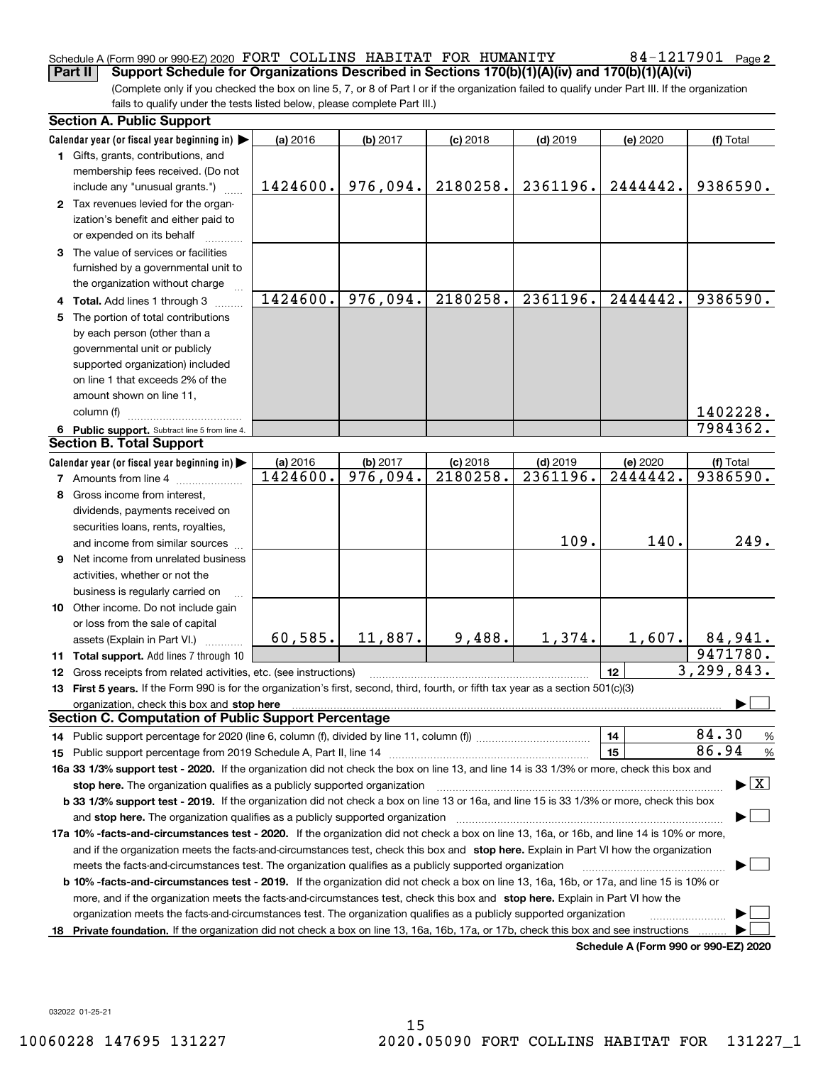Schedule A (Form 990 or 990-EZ) 2020 FORT COLLINS HABITAT FOR HUMANITY 84-1217901 Page 2

## Part II Support Schedule for Organizations Described in Sections 170(b)(1)(A)(iv) and 170(b)(1)(A)(vi)

(Complete only if you checked the box on line 5, 7, or 8 of Part I or if the organization failed to qualify under Part III. If the organization fails to qualify under the tests listed below, please complete Part III.)

### Section A. Public Support

| Calendar year (or fiscal year beginning in) ▶ | (a) 2016 | (b) 2017 | (c) 2018 | (d) 2019 | (e) 2020 | (f) Total |
|---|---|---|---|---|---|---|
| 1 Gifts, grants, contributions, and membership fees received. (Do not include any "unusual grants.") | 1424600. | 976,094. | 2180258. | 2361196. | 2444442. | 9386590. |
| 2 Tax revenues levied for the organization's benefit and either paid to or expended on its behalf | | | | | | |
| 3 The value of services or facilities furnished by a governmental unit to the organization without charge | | | | | | |
| 4 Total. Add lines 1 through 3 | 1424600. | 976,094. | 2180258. | 2361196. | 2444442. | 9386590. |
| 5 The portion of total contributions by each person (other than a governmental unit or publicly supported organization) included on line 1 that exceeds 2% of the amount shown on line 11, column (f) | | | | | | 1402228. |
| 6 Public support. Subtract line 5 from line 4. | | | | | | 7984362. |

### Section B. Total Support

| Calendar year (or fiscal year beginning in) ▶ | (a) 2016 | (b) 2017 | (c) 2018 | (d) 2019 | (e) 2020 | (f) Total |
|---|---|---|---|---|---|---|
| 7 Amounts from line 4 | 1424600. | 976,094. | 2180258. | 2361196. | 2444442. | 9386590. |
| 8 Gross income from interest, dividends, payments received on securities loans, rents, royalties, and income from similar sources | | | | 109. | 140. | 249. |
| 9 Net income from unrelated business activities, whether or not the business is regularly carried on | | | | | | |
| 10 Other income. Do not include gain or loss from the sale of capital assets (Explain in Part VI.) | 60,585. | 11,887. | 9,488. | 1,374. | 1,607. | 84,941. |
| 11 Total support. Add lines 7 through 10 | | | | | | 9471780. |

12 Gross receipts from related activities, etc. (see instructions) | 12 | 3,299,843.

13 **First 5 years.** If the Form 990 is for the organization's first, second, third, fourth, or fifth tax year as a section 501(c)(3) organization, check this box and **stop here** ▶ ☐

### Section C. Computation of Public Support Percentage

14 Public support percentage for 2020 (line 6, column (f), divided by line 11, column (f)) | 14 | 84.30 %

15 Public support percentage from 2019 Schedule A, Part II, line 14 | 15 | 86.94 %

**16a 33 1/3% support test - 2020.** If the organization did not check the box on line 13, and line 14 is 33 1/3% or more, check this box and **stop here.** The organization qualifies as a publicly supported organization ▶ ☒

**b 33 1/3% support test - 2019.** If the organization did not check a box on line 13 or 16a, and line 15 is 33 1/3% or more, check this box and **stop here.** The organization qualifies as a publicly supported organization ▶ ☐

**17a 10% -facts-and-circumstances test - 2020.** If the organization did not check a box on line 13, 16a, or 16b, and line 14 is 10% or more, and if the organization meets the facts-and-circumstances test, check this box and **stop here.** Explain in Part VI how the organization meets the facts-and-circumstances test. The organization qualifies as a publicly supported organization ▶ ☐

**b 10% -facts-and-circumstances test - 2019.** If the organization did not check a box on line 13, 16a, 16b, or 17a, and line 15 is 10% or more, and if the organization meets the facts-and-circumstances test, check this box and **stop here.** Explain in Part VI how the organization meets the facts-and-circumstances test. The organization qualifies as a publicly supported organization ▶ ☐

**18 Private foundation.** If the organization did not check a box on line 13, 16a, 16b, 17a, or 17b, check this box and see instructions ▶ ☐

Schedule A (Form 990 or 990-EZ) 2020

032022 01-25-21

10060228 147695 131227 2020.05090 FORT COLLINS HABITAT FOR 131227_1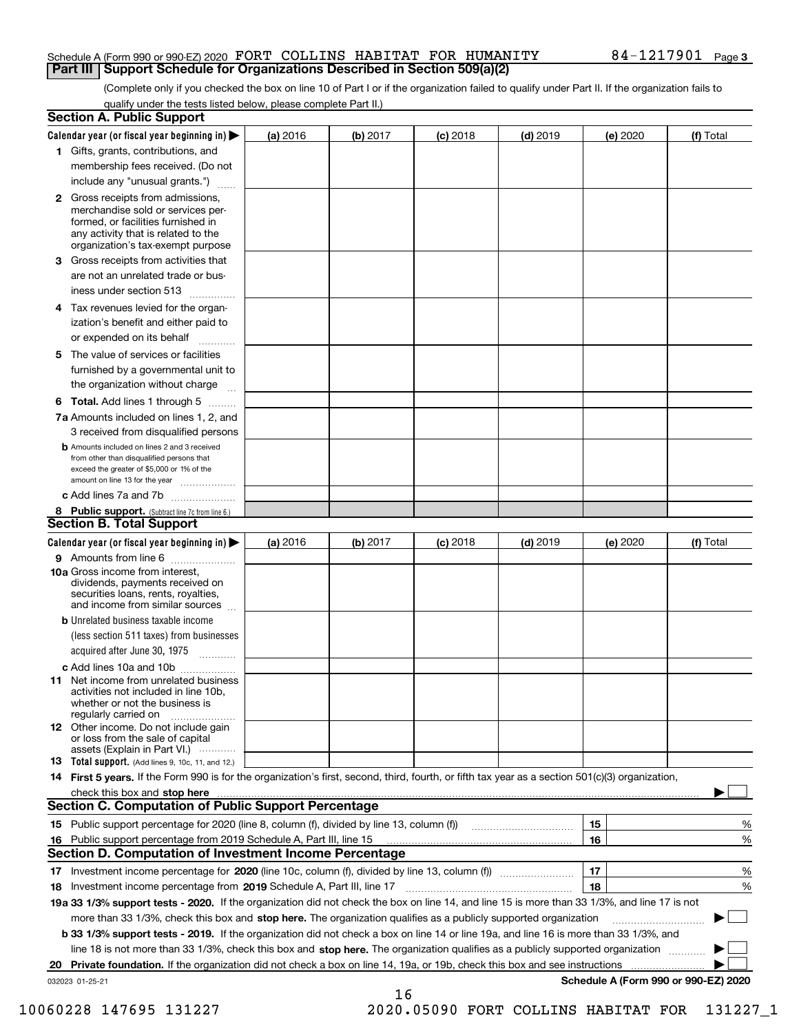Schedule A (Form 990 or 990-EZ) 2020 FORT COLLINS HABITAT FOR HUMANITY 84-1217901

## Part III Support Schedule for Organizations Described in Section 509(a)(2)

(Complete only if you checked the box on line 10 of Part I or if the organization failed to qualify under Part II. If the organization fails to qualify under the tests listed below, please complete Part II.)

### Section A. Public Support

| Calendar year (or fiscal year beginning in) ▶ | (a) 2016 | (b) 2017 | (c) 2018 | (d) 2019 | (e) 2020 | (f) Total |
|---|---|---|---|---|---|---|
| 1 Gifts, grants, contributions, and membership fees received. (Do not include any "unusual grants.") | | | | | | |
| 2 Gross receipts from admissions, merchandise sold or services performed, or facilities furnished in any activity that is related to the organization's tax-exempt purpose | | | | | | |
| 3 Gross receipts from activities that are not an unrelated trade or business under section 513 | | | | | | |
| 4 Tax revenues levied for the organization's benefit and either paid to or expended on its behalf | | | | | | |
| 5 The value of services or facilities furnished by a governmental unit to the organization without charge | | | | | | |
| 6 **Total.** Add lines 1 through 5 | | | | | | |
| 7a Amounts included on lines 1, 2, and 3 received from disqualified persons | | | | | | |
| b Amounts included on lines 2 and 3 received from other than disqualified persons that exceed the greater of $5,000 or 1% of the amount on line 13 for the year | | | | | | |
| c Add lines 7a and 7b | | | | | | |
| 8 **Public support.** (Subtract line 7c from line 6.) | | | | | | |

### Section B. Total Support

| Calendar year (or fiscal year beginning in) ▶ | (a) 2016 | (b) 2017 | (c) 2018 | (d) 2019 | (e) 2020 | (f) Total |
|---|---|---|---|---|---|---|
| 9 Amounts from line 6 | | | | | | |
| 10a Gross income from interest, dividends, payments received on securities loans, rents, royalties, and income from similar sources | | | | | | |
| b Unrelated business taxable income (less section 511 taxes) from businesses acquired after June 30, 1975 | | | | | | |
| c Add lines 10a and 10b | | | | | | |
| 11 Net income from unrelated business activities not included in line 10b, whether or not the business is regularly carried on | | | | | | |
| 12 Other income. Do not include gain or loss from the sale of capital assets (Explain in Part VI.) | | | | | | |
| 13 **Total support.** (Add lines 9, 10c, 11, and 12.) | | | | | | |

14 **First 5 years.** If the Form 990 is for the organization's first, second, third, fourth, or fifth tax year as a section 501(c)(3) organization, check this box and **stop here** ▶ ☐

### Section C. Computation of Public Support Percentage

| | | | |
|---|---|---|---|
| 15 | Public support percentage for 2020 (line 8, column (f), divided by line 13, column (f)) | 15 | % |
| 16 | Public support percentage from 2019 Schedule A, Part III, line 15 | 16 | % |

### Section D. Computation of Investment Income Percentage

| | | | |
|---|---|---|---|
| 17 | Investment income percentage for **2020** (line 10c, column (f), divided by line 13, column (f)) | 17 | % |
| 18 | Investment income percentage from **2019** Schedule A, Part III, line 17 | 18 | % |

**19a 33 1/3% support tests - 2020.** If the organization did not check the box on line 14, and line 15 is more than 33 1/3%, and line 17 is not more than 33 1/3%, check this box and **stop here.** The organization qualifies as a publicly supported organization ▶ ☐

**b 33 1/3% support tests - 2019.** If the organization did not check a box on line 14 or line 19a, and line 16 is more than 33 1/3%, and line 18 is not more than 33 1/3%, check this box and **stop here.** The organization qualifies as a publicly supported organization ▶ ☐

**20 Private foundation.** If the organization did not check a box on line 14, 19a, or 19b, check this box and see instructions ▶ ☐

032023 01-25-21 **Schedule A (Form 990 or 990-EZ) 2020**

10060228 147695 131227 2020.05090 FORT COLLINS HABITAT FOR 131227_1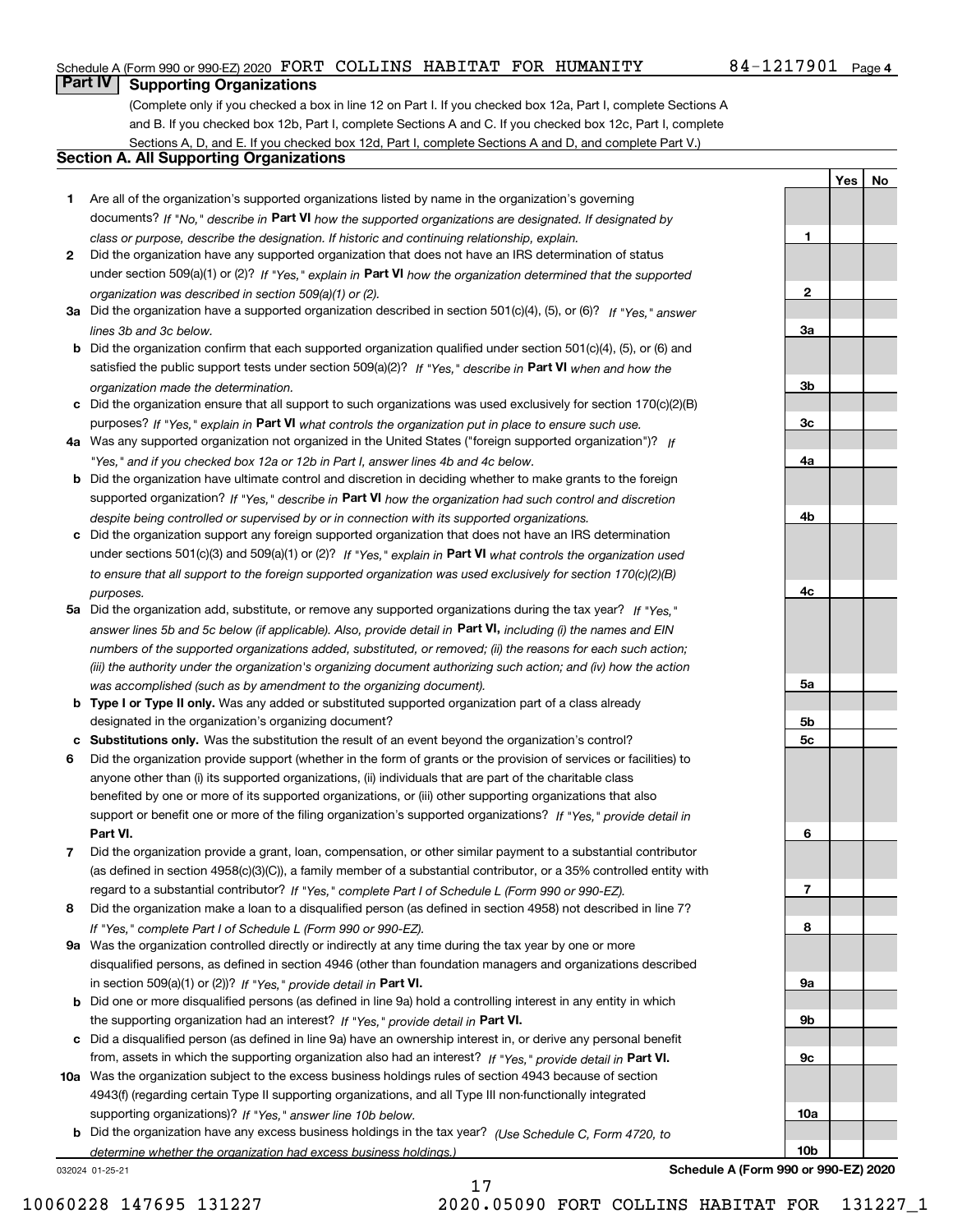Schedule A (Form 990 or 990-EZ) 2020 FORT COLLINS HABITAT FOR HUMANITY 84-1217901 Page **4**

## Part IV Supporting Organizations

(Complete only if you checked a box in line 12 on Part I. If you checked box 12a, Part I, complete Sections A and B. If you checked box 12b, Part I, complete Sections A and C. If you checked box 12c, Part I, complete Sections A, D, and E. If you checked box 12d, Part I, complete Sections A and D, and complete Part V.)

### Section A. All Supporting Organizations

| | | | Yes | No |
|---|---|---|---|---|
| **1** | Are all of the organization's supported organizations listed by name in the organization's governing documents? *If "No," describe in* **Part VI** *how the supported organizations are designated. If designated by class or purpose, describe the designation. If historic and continuing relationship, explain.* | **1** | | |
| **2** | Did the organization have any supported organization that does not have an IRS determination of status under section 509(a)(1) or (2)? *If "Yes," explain in* **Part VI** *how the organization determined that the supported organization was described in section 509(a)(1) or (2).* | **2** | | |
| **3a** | Did the organization have a supported organization described in section 501(c)(4), (5), or (6)? *If "Yes," answer lines 3b and 3c below.* | **3a** | | |
| **b** | Did the organization confirm that each supported organization qualified under section 501(c)(4), (5), or (6) and satisfied the public support tests under section 509(a)(2)? *If "Yes," describe in* **Part VI** *when and how the organization made the determination.* | **3b** | | |
| **c** | Did the organization ensure that all support to such organizations was used exclusively for section 170(c)(2)(B) purposes? *If "Yes," explain in* **Part VI** *what controls the organization put in place to ensure such use.* | **3c** | | |
| **4a** | Was any supported organization not organized in the United States ("foreign supported organization")? *If "Yes," and if you checked box 12a or 12b in Part I, answer lines 4b and 4c below.* | **4a** | | |
| **b** | Did the organization have ultimate control and discretion in deciding whether to make grants to the foreign supported organization? *If "Yes," describe in* **Part VI** *how the organization had such control and discretion despite being controlled or supervised by or in connection with its supported organizations.* | **4b** | | |
| **c** | Did the organization support any foreign supported organization that does not have an IRS determination under sections 501(c)(3) and 509(a)(1) or (2)? *If "Yes," explain in* **Part VI** *what controls the organization used to ensure that all support to the foreign supported organization was used exclusively for section 170(c)(2)(B) purposes.* | **4c** | | |
| **5a** | Did the organization add, substitute, or remove any supported organizations during the tax year? *If "Yes," answer lines 5b and 5c below (if applicable). Also, provide detail in* **Part VI,** *including (i) the names and EIN numbers of the supported organizations added, substituted, or removed; (ii) the reasons for each such action; (iii) the authority under the organization's organizing document authorizing such action; and (iv) how the action was accomplished (such as by amendment to the organizing document).* | **5a** | | |
| **b** | **Type I or Type II only.** Was any added or substituted supported organization part of a class already designated in the organization's organizing document? | **5b** | | |
| **c** | **Substitutions only.** Was the substitution the result of an event beyond the organization's control? | **5c** | | |
| **6** | Did the organization provide support (whether in the form of grants or the provision of services or facilities) to anyone other than (i) its supported organizations, (ii) individuals that are part of the charitable class benefited by one or more of its supported organizations, or (iii) other supporting organizations that also support or benefit one or more of the filing organization's supported organizations? *If "Yes," provide detail in* **Part VI.** | **6** | | |
| **7** | Did the organization provide a grant, loan, compensation, or other similar payment to a substantial contributor (as defined in section 4958(c)(3)(C)), a family member of a substantial contributor, or a 35% controlled entity with regard to a substantial contributor? *If "Yes," complete Part I of Schedule L (Form 990 or 990-EZ).* | **7** | | |
| **8** | Did the organization make a loan to a disqualified person (as defined in section 4958) not described in line 7? *If "Yes," complete Part I of Schedule L (Form 990 or 990-EZ).* | **8** | | |
| **9a** | Was the organization controlled directly or indirectly at any time during the tax year by one or more disqualified persons, as defined in section 4946 (other than foundation managers and organizations described in section 509(a)(1) or (2))? *If "Yes," provide detail in* **Part VI.** | **9a** | | |
| **b** | Did one or more disqualified persons (as defined in line 9a) hold a controlling interest in any entity in which the supporting organization had an interest? *If "Yes," provide detail in* **Part VI.** | **9b** | | |
| **c** | Did a disqualified person (as defined in line 9a) have an ownership interest in, or derive any personal benefit from, assets in which the supporting organization also had an interest? *If "Yes," provide detail in* **Part VI.** | **9c** | | |
| **10a** | Was the organization subject to the excess business holdings rules of section 4943 because of section 4943(f) (regarding certain Type II supporting organizations, and all Type III non-functionally integrated supporting organizations)? *If "Yes," answer line 10b below.* | **10a** | | |
| **b** | Did the organization have any excess business holdings in the tax year? *(Use Schedule C, Form 4720, to determine whether the organization had excess business holdings.)* | **10b** | | |

032024 01-25-21 **Schedule A (Form 990 or 990-EZ) 2020**

10060228 147695 131227 2020.05090 FORT COLLINS HABITAT FOR 131227_1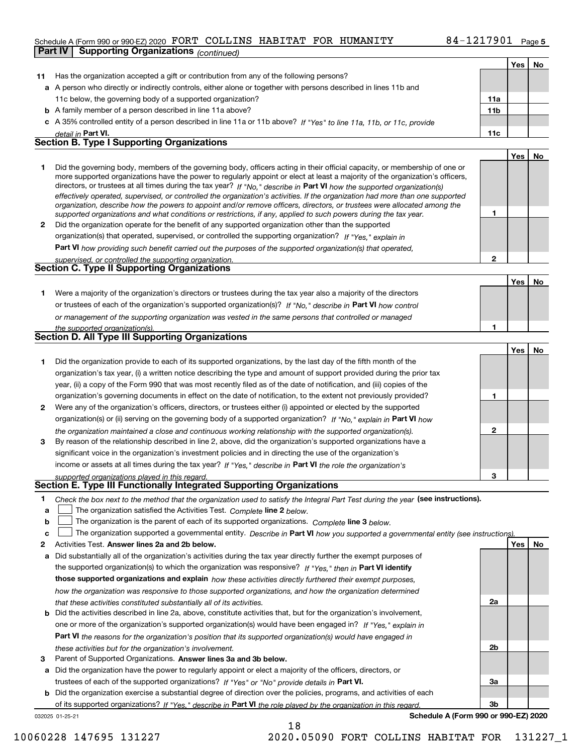Schedule A (Form 990 or 990-EZ) 2020 FORT COLLINS HABITAT FOR HUMANITY 84-1217901 Page 5

## Part IV Supporting Organizations *(continued)*

| | | | Yes | No |
|---|---|---|---|---|
| **11** | Has the organization accepted a gift or contribution from any of the following persons? | | | |
| **a** | A person who directly or indirectly controls, either alone or together with persons described in lines 11b and 11c below, the governing body of a supported organization? | **11a** | | |
| **b** | A family member of a person described in line 11a above? | **11b** | | |
| **c** | A 35% controlled entity of a person described in line 11a or 11b above? *If "Yes" to line 11a, 11b, or 11c, provide detail in* **Part VI.** | **11c** | | |

### Section B. Type I Supporting Organizations

| | | | Yes | No |
|---|---|---|---|---|
| **1** | Did the governing body, members of the governing body, officers acting in their official capacity, or membership of one or more supported organizations have the power to regularly appoint or elect at least a majority of the organization's officers, directors, or trustees at all times during the tax year? *If "No," describe in* **Part VI** *how the supported organization(s) effectively operated, supervised, or controlled the organization's activities. If the organization had more than one supported organization, describe how the powers to appoint and/or remove officers, directors, or trustees were allocated among the supported organizations and what conditions or restrictions, if any, applied to such powers during the tax year.* | **1** | | |
| **2** | Did the organization operate for the benefit of any supported organization other than the supported organization(s) that operated, supervised, or controlled the supporting organization? *If "Yes," explain in* **Part VI** *how providing such benefit carried out the purposes of the supported organization(s) that operated, supervised, or controlled the supporting organization.* | **2** | | |

### Section C. Type II Supporting Organizations

| | | | Yes | No |
|---|---|---|---|---|
| **1** | Were a majority of the organization's directors or trustees during the tax year also a majority of the directors or trustees of each of the organization's supported organization(s)? *If "No," describe in* **Part VI** *how control or management of the supporting organization was vested in the same persons that controlled or managed the supported organization(s).* | **1** | | |

### Section D. All Type III Supporting Organizations

| | | | Yes | No |
|---|---|---|---|---|
| **1** | Did the organization provide to each of its supported organizations, by the last day of the fifth month of the organization's tax year, (i) a written notice describing the type and amount of support provided during the prior tax year, (ii) a copy of the Form 990 that was most recently filed as of the date of notification, and (iii) copies of the organization's governing documents in effect on the date of notification, to the extent not previously provided? | **1** | | |
| **2** | Were any of the organization's officers, directors, or trustees either (i) appointed or elected by the supported organization(s) or (ii) serving on the governing body of a supported organization? *If "No," explain in* **Part VI** *how the organization maintained a close and continuous working relationship with the supported organization(s).* | **2** | | |
| **3** | By reason of the relationship described in line 2, above, did the organization's supported organizations have a significant voice in the organization's investment policies and in directing the use of the organization's income or assets at all times during the tax year? *If "Yes," describe in* **Part VI** *the role the organization's supported organizations played in this regard.* | **3** | | |

### Section E. Type III Functionally Integrated Supporting Organizations

**1** *Check the box next to the method that the organization used to satisfy the Integral Part Test during the year* **(see instructions).**

- **a** ☐ The organization satisfied the Activities Test. *Complete* **line 2** *below.*
- **b** ☐ The organization is the parent of each of its supported organizations. *Complete* **line 3** *below.*
- **c** ☐ The organization supported a governmental entity. *Describe in* **Part VI** *how you supported a governmental entity (see instructions).*

| | | | Yes | No |
|---|---|---|---|---|
| **2** | Activities Test. **Answer lines 2a and 2b below.** | | | |
| **a** | Did substantially all of the organization's activities during the tax year directly further the exempt purposes of the supported organization(s) to which the organization was responsive? *If "Yes," then in* **Part VI identify those supported organizations and explain** *how these activities directly furthered their exempt purposes, how the organization was responsive to those supported organizations, and how the organization determined that these activities constituted substantially all of its activities.* | **2a** | | |
| **b** | Did the activities described in line 2a, above, constitute activities that, but for the organization's involvement, one or more of the organization's supported organization(s) would have been engaged in? *If "Yes," explain in* **Part VI** *the reasons for the organization's position that its supported organization(s) would have engaged in these activities but for the organization's involvement.* | **2b** | | |
| **3** | Parent of Supported Organizations. **Answer lines 3a and 3b below.** | | | |
| **a** | Did the organization have the power to regularly appoint or elect a majority of the officers, directors, or trustees of each of the supported organizations? *If "Yes" or "No" provide details in* **Part VI.** | **3a** | | |
| **b** | Did the organization exercise a substantial degree of direction over the policies, programs, and activities of each of its supported organizations? *If "Yes," describe in* **Part VI** *the role played by the organization in this regard.* | **3b** | | |

032025 01-25-21 **Schedule A (Form 990 or 990-EZ) 2020**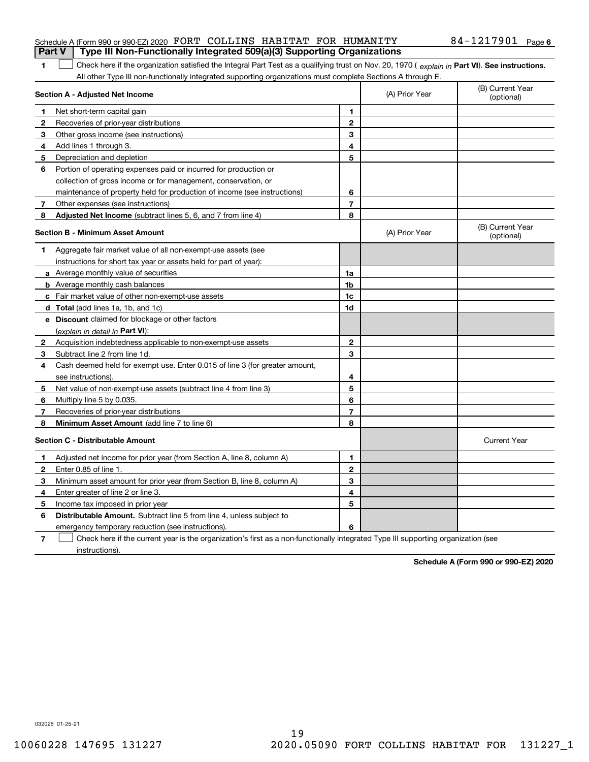Schedule A (Form 990 or 990-EZ) 2020 FORT COLLINS HABITAT FOR HUMANITY 84-1217901 Page 6

**Part V | Type III Non-Functionally Integrated 509(a)(3) Supporting Organizations**

**1** ☐ Check here if the organization satisfied the Integral Part Test as a qualifying trust on Nov. 20, 1970 ( *explain in* **Part VI**). **See instructions.** All other Type III non-functionally integrated supporting organizations must complete Sections A through E.

| **Section A - Adjusted Net Income** | | (A) Prior Year | (B) Current Year (optional) |
|---|---|---|---|
| **1** Net short-term capital gain | **1** | | |
| **2** Recoveries of prior-year distributions | **2** | | |
| **3** Other gross income (see instructions) | **3** | | |
| **4** Add lines 1 through 3. | **4** | | |
| **5** Depreciation and depletion | **5** | | |
| **6** Portion of operating expenses paid or incurred for production or collection of gross income or for management, conservation, or maintenance of property held for production of income (see instructions) | **6** | | |
| **7** Other expenses (see instructions) | **7** | | |
| **8** **Adjusted Net Income** (subtract lines 5, 6, and 7 from line 4) | **8** | | |

| **Section B - Minimum Asset Amount** | | (A) Prior Year | (B) Current Year (optional) |
|---|---|---|---|
| **1** Aggregate fair market value of all non-exempt-use assets (see instructions for short tax year or assets held for part of year): | | | |
| **a** Average monthly value of securities | **1a** | | |
| **b** Average monthly cash balances | **1b** | | |
| **c** Fair market value of other non-exempt-use assets | **1c** | | |
| **d** **Total** (add lines 1a, 1b, and 1c) | **1d** | | |
| **e** **Discount** claimed for blockage or other factors (*explain in detail in* **Part VI**): | | | |
| **2** Acquisition indebtedness applicable to non-exempt-use assets | **2** | | |
| **3** Subtract line 2 from line 1d. | **3** | | |
| **4** Cash deemed held for exempt use. Enter 0.015 of line 3 (for greater amount, see instructions). | **4** | | |
| **5** Net value of non-exempt-use assets (subtract line 4 from line 3) | **5** | | |
| **6** Multiply line 5 by 0.035. | **6** | | |
| **7** Recoveries of prior-year distributions | **7** | | |
| **8** **Minimum Asset Amount** (add line 7 to line 6) | **8** | | |

| **Section C - Distributable Amount** | | | Current Year |
|---|---|---|---|
| **1** Adjusted net income for prior year (from Section A, line 8, column A) | **1** | | |
| **2** Enter 0.85 of line 1. | **2** | | |
| **3** Minimum asset amount for prior year (from Section B, line 8, column A) | **3** | | |
| **4** Enter greater of line 2 or line 3. | **4** | | |
| **5** Income tax imposed in prior year | **5** | | |
| **6** **Distributable Amount.** Subtract line 5 from line 4, unless subject to emergency temporary reduction (see instructions). | **6** | | |

**7** ☐ Check here if the current year is the organization's first as a non-functionally integrated Type III supporting organization (see instructions).

**Schedule A (Form 990 or 990-EZ) 2020**

032026 01-25-21

10060228 147695 131227 2020.05090 FORT COLLINS HABITAT FOR 131227_1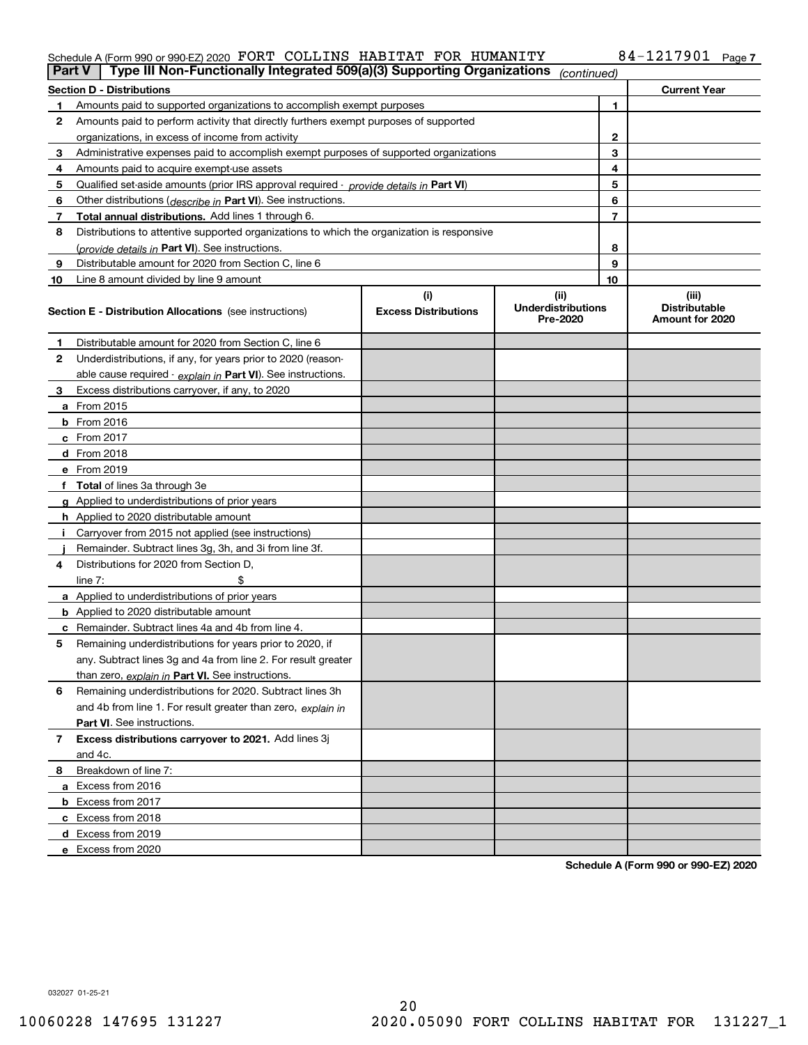Schedule A (Form 990 or 990-EZ) 2020 FORT COLLINS HABITAT FOR HUMANITY 84-1217901 Page 7

**Part V | Type III Non-Functionally Integrated 509(a)(3) Supporting Organizations** *(continued)*

| Section D - Distributions | | | Current Year |
|---|---|---|---|
| 1 | Amounts paid to supported organizations to accomplish exempt purposes | 1 | |
| 2 | Amounts paid to perform activity that directly furthers exempt purposes of supported organizations, in excess of income from activity | 2 | |
| 3 | Administrative expenses paid to accomplish exempt purposes of supported organizations | 3 | |
| 4 | Amounts paid to acquire exempt-use assets | 4 | |
| 5 | Qualified set-aside amounts (prior IRS approval required - *provide details in* **Part VI**) | 5 | |
| 6 | Other distributions (*describe in* **Part VI**). See instructions. | 6 | |
| 7 | **Total annual distributions.** Add lines 1 through 6. | 7 | |
| 8 | Distributions to attentive supported organizations to which the organization is responsive (*provide details in* **Part VI**). See instructions. | 8 | |
| 9 | Distributable amount for 2020 from Section C, line 6 | 9 | |
| 10 | Line 8 amount divided by line 9 amount | 10 | |

| | Section E - Distribution Allocations (see instructions) | (i) Excess Distributions | (ii) Underdistributions Pre-2020 | (iii) Distributable Amount for 2020 |
|---|---|---|---|---|
| 1 | Distributable amount for 2020 from Section C, line 6 | | | |
| 2 | Underdistributions, if any, for years prior to 2020 (reasonable cause required - *explain in* **Part VI**). See instructions. | | | |
| 3 | Excess distributions carryover, if any, to 2020 | | | |
| a | From 2015 | | | |
| b | From 2016 | | | |
| c | From 2017 | | | |
| d | From 2018 | | | |
| e | From 2019 | | | |
| f | **Total** of lines 3a through 3e | | | |
| g | Applied to underdistributions of prior years | | | |
| h | Applied to 2020 distributable amount | | | |
| i | Carryover from 2015 not applied (see instructions) | | | |
| j | Remainder. Subtract lines 3g, 3h, and 3i from line 3f. | | | |
| 4 | Distributions for 2020 from Section D, line 7: $ | | | |
| a | Applied to underdistributions of prior years | | | |
| b | Applied to 2020 distributable amount | | | |
| c | Remainder. Subtract lines 4a and 4b from line 4. | | | |
| 5 | Remaining underdistributions for years prior to 2020, if any. Subtract lines 3g and 4a from line 2. For result greater than zero, *explain in* **Part VI.** See instructions. | | | |
| 6 | Remaining underdistributions for 2020. Subtract lines 3h and 4b from line 1. For result greater than zero, *explain in* **Part VI**. See instructions. | | | |
| 7 | **Excess distributions carryover to 2021.** Add lines 3j and 4c. | | | |
| 8 | Breakdown of line 7: | | | |
| a | Excess from 2016 | | | |
| b | Excess from 2017 | | | |
| c | Excess from 2018 | | | |
| d | Excess from 2019 | | | |
| e | Excess from 2020 | | | |

**Schedule A (Form 990 or 990-EZ) 2020**

032027 01-25-21

10060228 147695 131227 2020.05090 FORT COLLINS HABITAT FOR 131227_1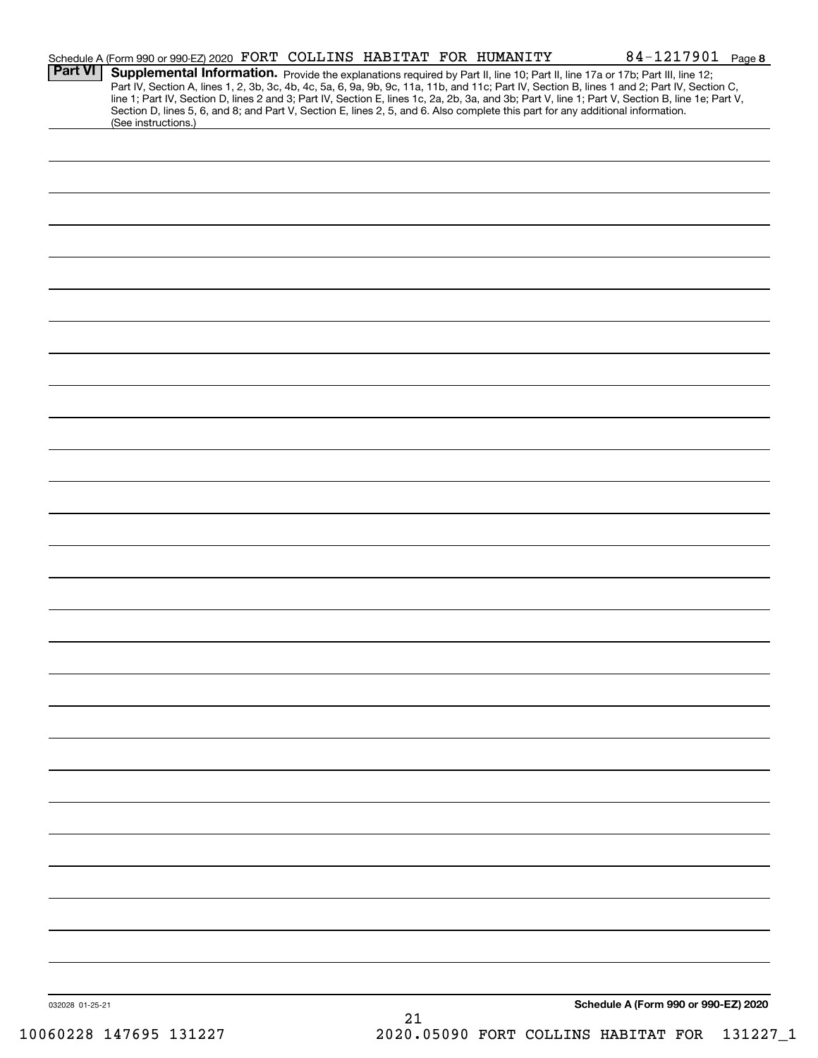Schedule A (Form 990 or 990-EZ) 2020 FORT COLLINS HABITAT FOR HUMANITY 84-1217901 Page **8**

**Part VI** **Supplemental Information.** Provide the explanations required by Part II, line 10; Part II, line 17a or 17b; Part III, line 12; Part IV, Section A, lines 1, 2, 3b, 3c, 4b, 4c, 5a, 6, 9a, 9b, 9c, 11a, 11b, and 11c; Part IV, Section B, lines 1 and 2; Part IV, Section C, line 1; Part IV, Section D, lines 2 and 3; Part IV, Section E, lines 1c, 2a, 2b, 3a, and 3b; Part V, line 1; Part V, Section B, line 1e; Part V, Section D, lines 5, 6, and 8; and Part V, Section E, lines 2, 5, and 6. Also complete this part for any additional information. (See instructions.)

032028 01-25-21

**Schedule A (Form 990 or 990-EZ) 2020**

10060228 147695 131227 2020.05090 FORT COLLINS HABITAT FOR 131227_1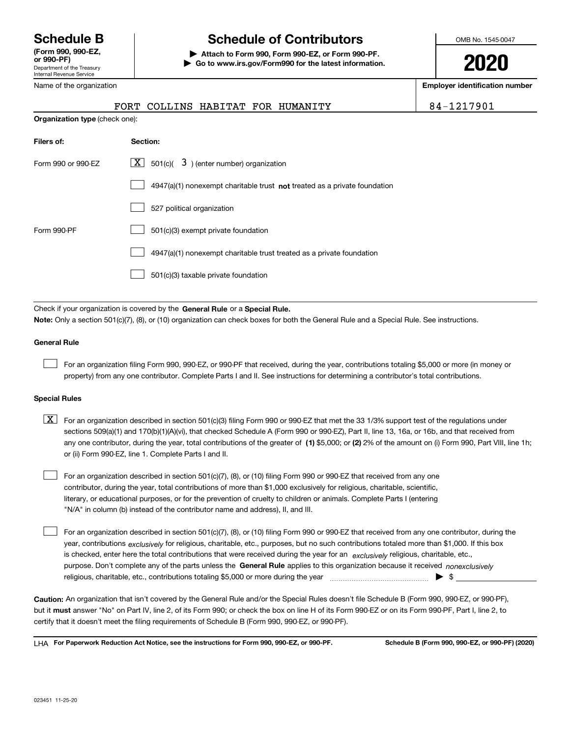# Schedule B

**(Form 990, 990-EZ, or 990-PF)**

Department of the Treasury
Internal Revenue Service

# Schedule of Contributors

**▶ Attach to Form 990, Form 990-EZ, or Form 990-PF.**
**▶ Go to www.irs.gov/Form990 for the latest information.**

OMB No. 1545-0047

**2020**

Name of the organization: FORT COLLINS HABITAT FOR HUMANITY

**Employer identification number:** 84-1217901

**Organization type** (check one):

| **Filers of:** | **Section:** |
|---|---|
| Form 990 or 990-EZ | [X] 501(c)( 3 ) (enter number) organization |
| | [ ] 4947(a)(1) nonexempt charitable trust **not** treated as a private foundation |
| | [ ] 527 political organization |
| Form 990-PF | [ ] 501(c)(3) exempt private foundation |
| | [ ] 4947(a)(1) nonexempt charitable trust treated as a private foundation |
| | [ ] 501(c)(3) taxable private foundation |

Check if your organization is covered by the **General Rule** or a **Special Rule.**

**Note:** Only a section 501(c)(7), (8), or (10) organization can check boxes for both the General Rule and a Special Rule. See instructions.

### General Rule

[ ] For an organization filing Form 990, 990-EZ, or 990-PF that received, during the year, contributions totaling $5,000 or more (in money or property) from any one contributor. Complete Parts I and II. See instructions for determining a contributor's total contributions.

### Special Rules

[X] For an organization described in section 501(c)(3) filing Form 990 or 990-EZ that met the 33 1/3% support test of the regulations under sections 509(a)(1) and 170(b)(1)(A)(vi), that checked Schedule A (Form 990 or 990-EZ), Part II, line 13, 16a, or 16b, and that received from any one contributor, during the year, total contributions of the greater of **(1)** $5,000; or **(2)** 2% of the amount on (i) Form 990, Part VIII, line 1h; or (ii) Form 990-EZ, line 1. Complete Parts I and II.

[ ] For an organization described in section 501(c)(7), (8), or (10) filing Form 990 or 990-EZ that received from any one contributor, during the year, total contributions of more than $1,000 exclusively for religious, charitable, scientific, literary, or educational purposes, or for the prevention of cruelty to children or animals. Complete Parts I (entering "N/A" in column (b) instead of the contributor name and address), II, and III.

[ ] For an organization described in section 501(c)(7), (8), or (10) filing Form 990 or 990-EZ that received from any one contributor, during the year, contributions *exclusively* for religious, charitable, etc., purposes, but no such contributions totaled more than $1,000. If this box is checked, enter here the total contributions that were received during the year for an *exclusively* religious, charitable, etc., purpose. Don't complete any of the parts unless the **General Rule** applies to this organization because it received *nonexclusively* religious, charitable, etc., contributions totaling $5,000 or more during the year ▶ $

**Caution:** An organization that isn't covered by the General Rule and/or the Special Rules doesn't file Schedule B (Form 990, 990-EZ, or 990-PF), but it **must** answer "No" on Part IV, line 2, of its Form 990; or check the box on line H of its Form 990-EZ or on its Form 990-PF, Part I, line 2, to certify that it doesn't meet the filing requirements of Schedule B (Form 990, 990-EZ, or 990-PF).

LHA **For Paperwork Reduction Act Notice, see the instructions for Form 990, 990-EZ, or 990-PF.** **Schedule B (Form 990, 990-EZ, or 990-PF) (2020)**

023451 11-25-20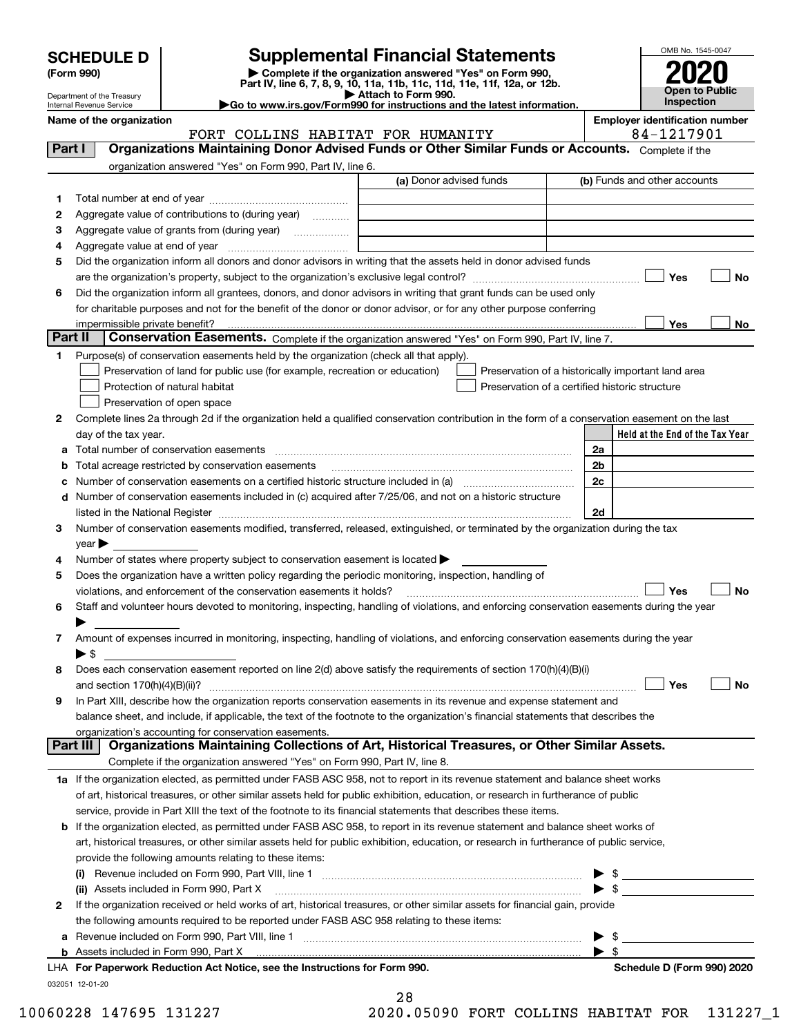# SCHEDULE D (Form 990)

Department of the Treasury
Internal Revenue Service

## Supplemental Financial Statements

▶ Complete if the organization answered "Yes" on Form 990, Part IV, line 6, 7, 8, 9, 10, 11a, 11b, 11c, 11d, 11e, 11f, 12a, or 12b.
▶ Attach to Form 990.
▶Go to www.irs.gov/Form990 for instructions and the latest information.

OMB No. 1545-0047

**2020**

**Open to Public Inspection**

**Name of the organization**
FORT COLLINS HABITAT FOR HUMANITY

**Employer identification number**
84-1217901

## Part I Organizations Maintaining Donor Advised Funds or Other Similar Funds or Accounts.

Complete if the organization answered "Yes" on Form 990, Part IV, line 6.

| | | (a) Donor advised funds | (b) Funds and other accounts |
|---|---|---|---|
| 1 | Total number at end of year | | |
| 2 | Aggregate value of contributions to (during year) | | |
| 3 | Aggregate value of grants from (during year) | | |
| 4 | Aggregate value at end of year | | |

5 Did the organization inform all donors and donor advisors in writing that the assets held in donor advised funds are the organization's property, subject to the organization's exclusive legal control? ☐ Yes ☐ No

6 Did the organization inform all grantees, donors, and donor advisors in writing that grant funds can be used only for charitable purposes and not for the benefit of the donor or donor advisor, or for any other purpose conferring impermissible private benefit? ☐ Yes ☐ No

## Part II Conservation Easements.

Complete if the organization answered "Yes" on Form 990, Part IV, line 7.

1 Purpose(s) of conservation easements held by the organization (check all that apply).

- ☐ Preservation of land for public use (for example, recreation or education)
- ☐ Protection of natural habitat
- ☐ Preservation of open space
- ☐ Preservation of a historically important land area
- ☐ Preservation of a certified historic structure

2 Complete lines 2a through 2d if the organization held a qualified conservation contribution in the form of a conservation easement on the last day of the tax year.

| | | | Held at the End of the Tax Year |
|---|---|---|---|
| a | Total number of conservation easements | 2a | |
| b | Total acreage restricted by conservation easements | 2b | |
| c | Number of conservation easements on a certified historic structure included in (a) | 2c | |
| d | Number of conservation easements included in (c) acquired after 7/25/06, and not on a historic structure listed in the National Register | 2d | |

3 Number of conservation easements modified, transferred, released, extinguished, or terminated by the organization during the tax year ▶

4 Number of states where property subject to conservation easement is located ▶

5 Does the organization have a written policy regarding the periodic monitoring, inspection, handling of violations, and enforcement of the conservation easements it holds? ☐ Yes ☐ No

6 Staff and volunteer hours devoted to monitoring, inspecting, handling of violations, and enforcing conservation easements during the year ▶

7 Amount of expenses incurred in monitoring, inspecting, handling of violations, and enforcing conservation easements during the year ▶ $

8 Does each conservation easement reported on line 2(d) above satisfy the requirements of section 170(h)(4)(B)(i) and section 170(h)(4)(B)(ii)? ☐ Yes ☐ No

9 In Part XIII, describe how the organization reports conservation easements in its revenue and expense statement and balance sheet, and include, if applicable, the text of the footnote to the organization's financial statements that describes the organization's accounting for conservation easements.

## Part III Organizations Maintaining Collections of Art, Historical Treasures, or Other Similar Assets.

Complete if the organization answered "Yes" on Form 990, Part IV, line 8.

1a If the organization elected, as permitted under FASB ASC 958, not to report in its revenue statement and balance sheet works of art, historical treasures, or other similar assets held for public exhibition, education, or research in furtherance of public service, provide in Part XIII the text of the footnote to its financial statements that describes these items.

b If the organization elected, as permitted under FASB ASC 958, to report in its revenue statement and balance sheet works of art, historical treasures, or other similar assets held for public exhibition, education, or research in furtherance of public service, provide the following amounts relating to these items:

(i) Revenue included on Form 990, Part VIII, line 1 ▶ $

(ii) Assets included in Form 990, Part X ▶ $

2 If the organization received or held works of art, historical treasures, or other similar assets for financial gain, provide the following amounts required to be reported under FASB ASC 958 relating to these items:

a Revenue included on Form 990, Part VIII, line 1 ▶ $

b Assets included in Form 990, Part X ▶ $

LHA For Paperwork Reduction Act Notice, see the Instructions for Form 990. Schedule D (Form 990) 2020

032051 12-01-20

10060228 147695 131227 2020.05090 FORT COLLINS HABITAT FOR 131227_1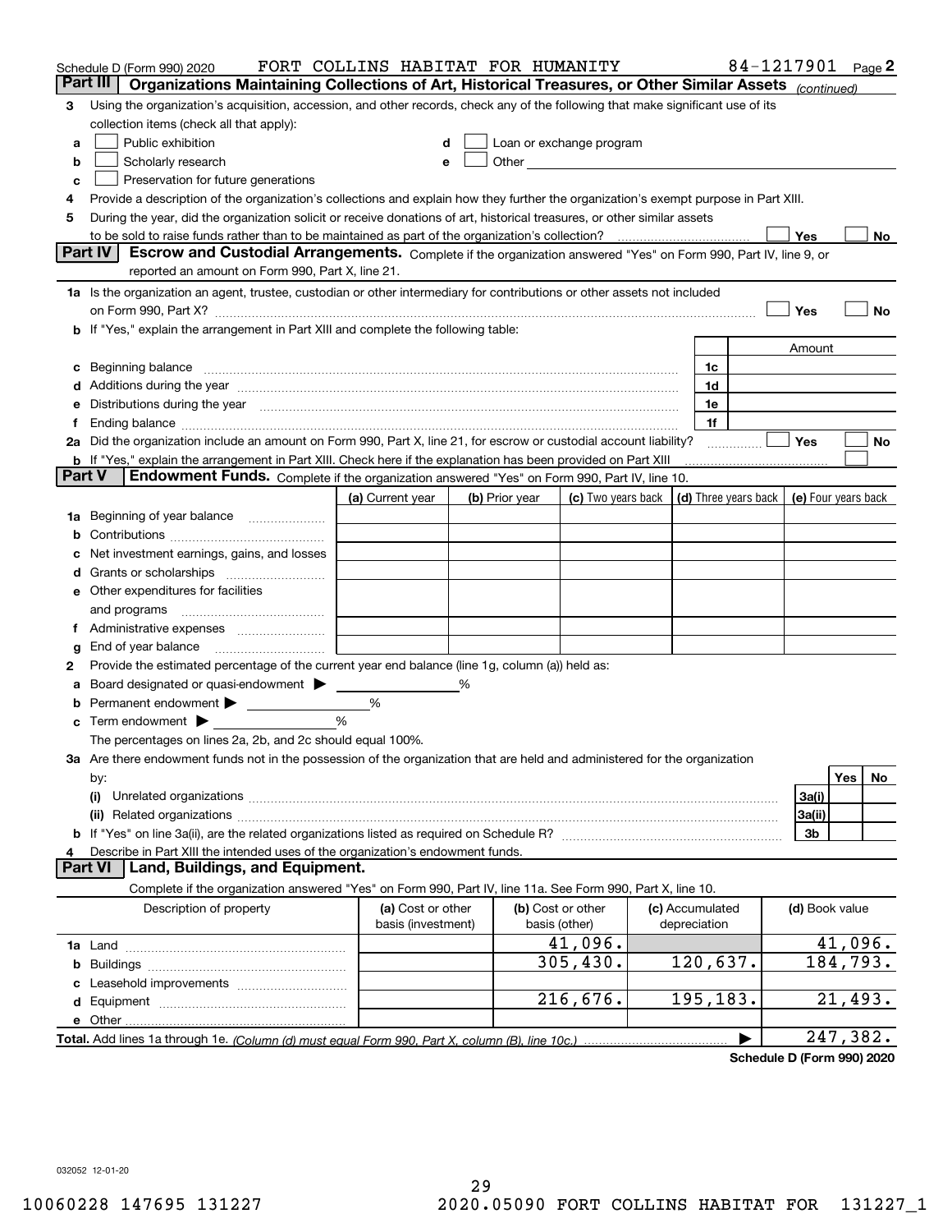Schedule D (Form 990) 2020 FORT COLLINS HABITAT FOR HUMANITY 84-1217901 Page 2

## Part III Organizations Maintaining Collections of Art, Historical Treasures, or Other Similar Assets *(continued)*

3 Using the organization's acquisition, accession, and other records, check any of the following that make significant use of its collection items (check all that apply):

- a ☐ Public exhibition
- b ☐ Scholarly research
- c ☐ Preservation for future generations
- d ☐ Loan or exchange program
- e ☐ Other

4 Provide a description of the organization's collections and explain how they further the organization's exempt purpose in Part XIII.

5 During the year, did the organization solicit or receive donations of art, historical treasures, or other similar assets to be sold to raise funds rather than to be maintained as part of the organization's collection? ☐ Yes ☐ No

## Part IV Escrow and Custodial Arrangements.

Complete if the organization answered "Yes" on Form 990, Part IV, line 9, or reported an amount on Form 990, Part X, line 21.

1a Is the organization an agent, trustee, custodian or other intermediary for contributions or other assets not included on Form 990, Part X? ☐ Yes ☐ No

b If "Yes," explain the arrangement in Part XIII and complete the following table:

| | | Amount |
|---|---|---|
| c Beginning balance | 1c | |
| d Additions during the year | 1d | |
| e Distributions during the year | 1e | |
| f Ending balance | 1f | |

2a Did the organization include an amount on Form 990, Part X, line 21, for escrow or custodial account liability? ☐ Yes ☐ No

b If "Yes," explain the arrangement in Part XIII. Check here if the explanation has been provided on Part XIII ☐

## Part V Endowment Funds.

Complete if the organization answered "Yes" on Form 990, Part IV, line 10.

| | (a) Current year | (b) Prior year | (c) Two years back | (d) Three years back | (e) Four years back |
|---|---|---|---|---|---|
| 1a Beginning of year balance | | | | | |
| b Contributions | | | | | |
| c Net investment earnings, gains, and losses | | | | | |
| d Grants or scholarships | | | | | |
| e Other expenditures for facilities and programs | | | | | |
| f Administrative expenses | | | | | |
| g End of year balance | | | | | |

2 Provide the estimated percentage of the current year end balance (line 1g, column (a)) held as:

- a Board designated or quasi-endowment ▶ ____ %
- b Permanent endowment ▶ ____ %
- c Term endowment ▶ ____ %

The percentages on lines 2a, 2b, and 2c should equal 100%.

3a Are there endowment funds not in the possession of the organization that are held and administered for the organization by:

| | | Yes | No |
|---|---|---|---|
| (i) Unrelated organizations | 3a(i) | | |
| (ii) Related organizations | 3a(ii) | | |
| b If "Yes" on line 3a(ii), are the related organizations listed as required on Schedule R? | 3b | | |

4 Describe in Part XIII the intended uses of the organization's endowment funds.

## Part VI Land, Buildings, and Equipment.

Complete if the organization answered "Yes" on Form 990, Part IV, line 11a. See Form 990, Part X, line 10.

| Description of property | (a) Cost or other basis (investment) | (b) Cost or other basis (other) | (c) Accumulated depreciation | (d) Book value |
|---|---|---|---|---|
| 1a Land | | 41,096. | | 41,096. |
| b Buildings | | 305,430. | 120,637. | 184,793. |
| c Leasehold improvements | | | | |
| d Equipment | | 216,676. | 195,183. | 21,493. |
| e Other | | | | |
| **Total.** Add lines 1a through 1e. *(Column (d) must equal Form 990, Part X, column (B), line 10c.)* | | | ▶ | 247,382. |

**Schedule D (Form 990) 2020**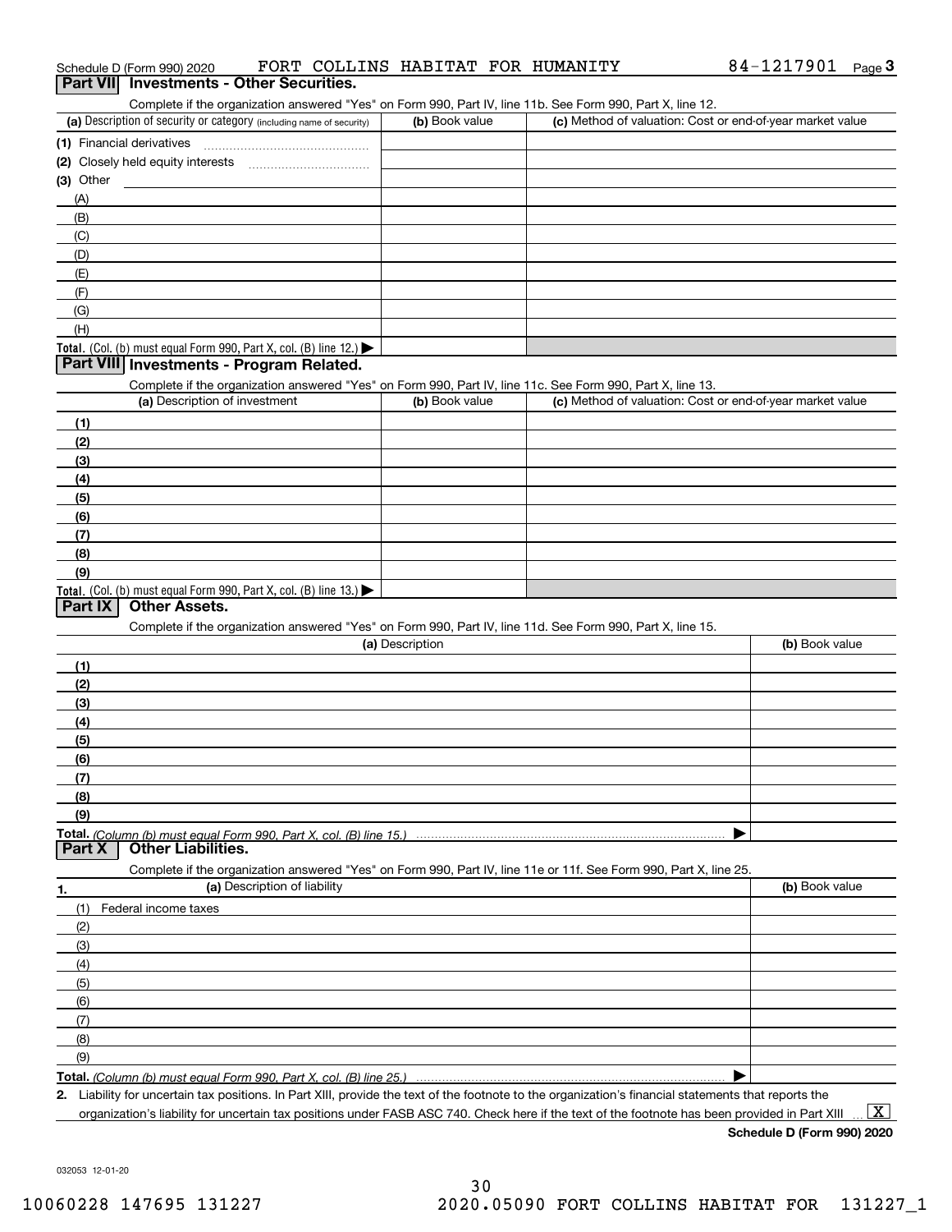Schedule D (Form 990) 2020 FORT COLLINS HABITAT FOR HUMANITY 84-1217901 Page 3

## Part VII Investments - Other Securities.

Complete if the organization answered "Yes" on Form 990, Part IV, line 11b. See Form 990, Part X, line 12.

| (a) Description of security or category (including name of security) | (b) Book value | (c) Method of valuation: Cost or end-of-year market value |
|---|---|---|
| (1) Financial derivatives | | |
| (2) Closely held equity interests | | |
| (3) Other | | |
| (A) | | |
| (B) | | |
| (C) | | |
| (D) | | |
| (E) | | |
| (F) | | |
| (G) | | |
| (H) | | |
| **Total.** (Col. (b) must equal Form 990, Part X, col. (B) line 12.) ▶ | | |

## Part VIII Investments - Program Related.

Complete if the organization answered "Yes" on Form 990, Part IV, line 11c. See Form 990, Part X, line 13.

| (a) Description of investment | (b) Book value | (c) Method of valuation: Cost or end-of-year market value |
|---|---|---|
| (1) | | |
| (2) | | |
| (3) | | |
| (4) | | |
| (5) | | |
| (6) | | |
| (7) | | |
| (8) | | |
| (9) | | |
| **Total.** (Col. (b) must equal Form 990, Part X, col. (B) line 13.) ▶ | | |

## Part IX Other Assets.

Complete if the organization answered "Yes" on Form 990, Part IV, line 11d. See Form 990, Part X, line 15.

| (a) Description | (b) Book value |
|---|---|
| (1) | |
| (2) | |
| (3) | |
| (4) | |
| (5) | |
| (6) | |
| (7) | |
| (8) | |
| (9) | |
| **Total.** *(Column (b) must equal Form 990, Part X, col. (B) line 15.)* ▶ | |

## Part X Other Liabilities.

Complete if the organization answered "Yes" on Form 990, Part IV, line 11e or 11f. See Form 990, Part X, line 25.

| 1. (a) Description of liability | (b) Book value |
|---|---|
| (1) Federal income taxes | |
| (2) | |
| (3) | |
| (4) | |
| (5) | |
| (6) | |
| (7) | |
| (8) | |
| (9) | |
| **Total.** *(Column (b) must equal Form 990, Part X, col. (B) line 25.)* ▶ | |

**2.** Liability for uncertain tax positions. In Part XIII, provide the text of the footnote to the organization's financial statements that reports the organization's liability for uncertain tax positions under FASB ASC 740. Check here if the text of the footnote has been provided in Part XIII ... [X]

**Schedule D (Form 990) 2020**

032053 12-01-20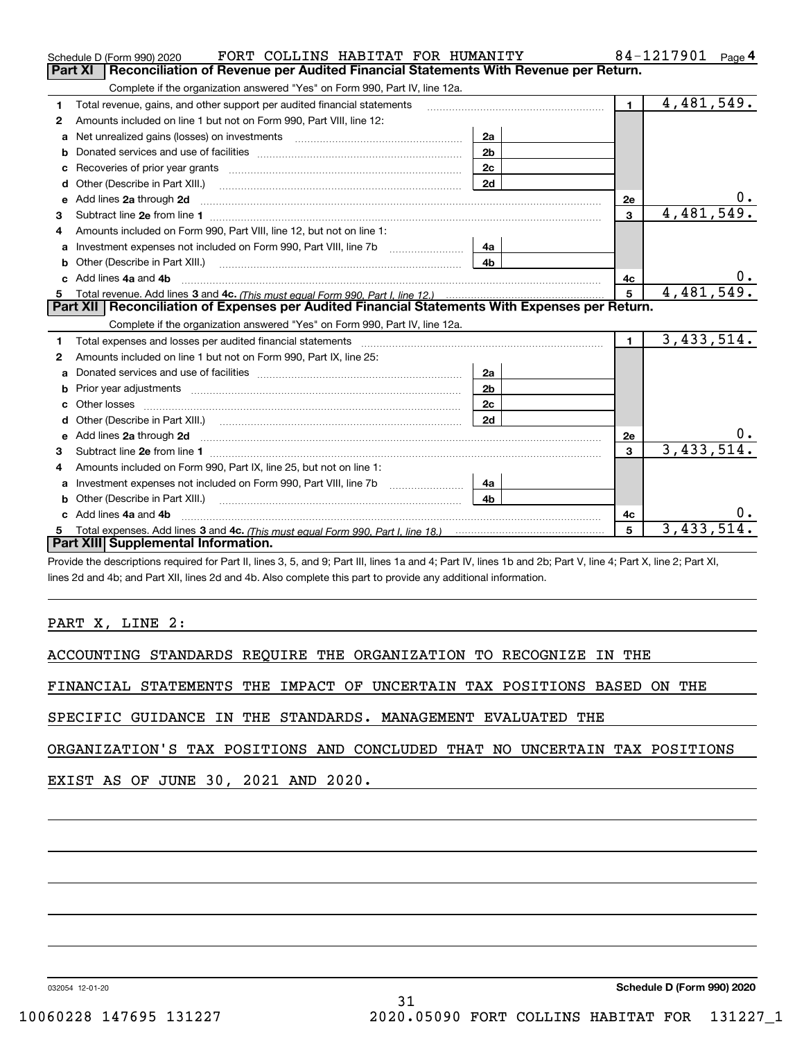Schedule D (Form 990) 2020 FORT COLLINS HABITAT FOR HUMANITY 84-1217901 Page 4

## Part XI Reconciliation of Revenue per Audited Financial Statements With Revenue per Return.

Complete if the organization answered "Yes" on Form 990, Part IV, line 12a.

| | | | | | |
|---|---|---|---|---|---|
| **1** | Total revenue, gains, and other support per audited financial statements | | | 1 | 4,481,549. |
| **2** | Amounts included on line 1 but not on Form 990, Part VIII, line 12: | | | | |
| **a** | Net unrealized gains (losses) on investments | 2a | | | |
| **b** | Donated services and use of facilities | 2b | | | |
| **c** | Recoveries of prior year grants | 2c | | | |
| **d** | Other (Describe in Part XIII.) | 2d | | | |
| **e** | Add lines **2a** through **2d** | | | 2e | 0. |
| **3** | Subtract line **2e** from line **1** | | | 3 | 4,481,549. |
| **4** | Amounts included on Form 990, Part VIII, line 12, but not on line 1: | | | | |
| **a** | Investment expenses not included on Form 990, Part VIII, line 7b | 4a | | | |
| **b** | Other (Describe in Part XIII.) | 4b | | | |
| **c** | Add lines **4a** and **4b** | | | 4c | 0. |
| **5** | Total revenue. Add lines **3** and **4c.** *(This must equal Form 990, Part I, line 12.)* | | | 5 | 4,481,549. |

## Part XII Reconciliation of Expenses per Audited Financial Statements With Expenses per Return.

Complete if the organization answered "Yes" on Form 990, Part IV, line 12a.

| | | | | | |
|---|---|---|---|---|---|
| **1** | Total expenses and losses per audited financial statements | | | 1 | 3,433,514. |
| **2** | Amounts included on line 1 but not on Form 990, Part IX, line 25: | | | | |
| **a** | Donated services and use of facilities | 2a | | | |
| **b** | Prior year adjustments | 2b | | | |
| **c** | Other losses | 2c | | | |
| **d** | Other (Describe in Part XIII.) | 2d | | | |
| **e** | Add lines **2a** through **2d** | | | 2e | 0. |
| **3** | Subtract line **2e** from line **1** | | | 3 | 3,433,514. |
| **4** | Amounts included on Form 990, Part IX, line 25, but not on line 1: | | | | |
| **a** | Investment expenses not included on Form 990, Part VIII, line 7b | 4a | | | |
| **b** | Other (Describe in Part XIII.) | 4b | | | |
| **c** | Add lines **4a** and **4b** | | | 4c | 0. |
| **5** | Total expenses. Add lines **3** and **4c.** *(This must equal Form 990, Part I, line 18.)* | | | 5 | 3,433,514. |

## Part XIII Supplemental Information.

Provide the descriptions required for Part II, lines 3, 5, and 9; Part III, lines 1a and 4; Part IV, lines 1b and 2b; Part V, line 4; Part X, line 2; Part XI, lines 2d and 4b; and Part XII, lines 2d and 4b. Also complete this part to provide any additional information.

PART X, LINE 2:

ACCOUNTING STANDARDS REQUIRE THE ORGANIZATION TO RECOGNIZE IN THE FINANCIAL STATEMENTS THE IMPACT OF UNCERTAIN TAX POSITIONS BASED ON THE SPECIFIC GUIDANCE IN THE STANDARDS. MANAGEMENT EVALUATED THE ORGANIZATION'S TAX POSITIONS AND CONCLUDED THAT NO UNCERTAIN TAX POSITIONS EXIST AS OF JUNE 30, 2021 AND 2020.

032054 12-01-20 **Schedule D (Form 990) 2020**

10060228 147695 131227 2020.05090 FORT COLLINS HABITAT FOR 131227_1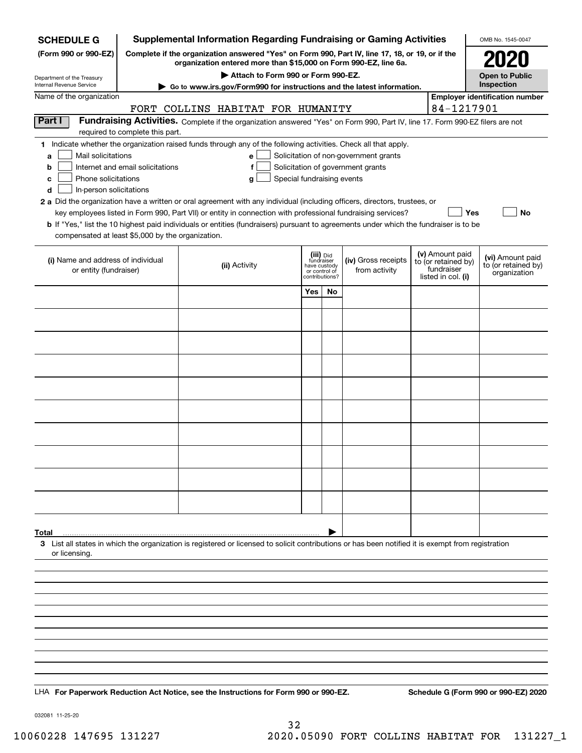**SCHEDULE G**
**(Form 990 or 990-EZ)**

Department of the Treasury
Internal Revenue Service

# Supplemental Information Regarding Fundraising or Gaming Activities

**Complete if the organization answered "Yes" on Form 990, Part IV, line 17, 18, or 19, or if the organization entered more than $15,000 on Form 990-EZ, line 6a.**

**▶ Attach to Form 990 or Form 990-EZ.**

**▶ Go to www.irs.gov/Form990 for instructions and the latest information.**

OMB No. 1545-0047

**2020**

**Open to Public Inspection**

Name of the organization: FORT COLLINS HABITAT FOR HUMANITY

Employer identification number: 84-1217901

**Part I** **Fundraising Activities.** Complete if the organization answered "Yes" on Form 990, Part IV, line 17. Form 990-EZ filers are not required to complete this part.

**1** Indicate whether the organization raised funds through any of the following activities. Check all that apply.

- **a** ☐ Mail solicitations
- **b** ☐ Internet and email solicitations
- **c** ☐ Phone solicitations
- **d** ☐ In-person solicitations
- **e** ☐ Solicitation of non-government grants
- **f** ☐ Solicitation of government grants
- **g** ☐ Special fundraising events

**2 a** Did the organization have a written or oral agreement with any individual (including officers, directors, trustees, or key employees listed in Form 990, Part VII) or entity in connection with professional fundraising services? ☐ **Yes** ☐ **No**

**b** If "Yes," list the 10 highest paid individuals or entities (fundraisers) pursuant to agreements under which the fundraiser is to be compensated at least $5,000 by the organization.

| (i) Name and address of individual or entity (fundraiser) | (ii) Activity | (iii) Did fundraiser have custody or control of contributions? | | (iv) Gross receipts from activity | (v) Amount paid to (or retained by) fundraiser listed in col. (i) | (vi) Amount paid to (or retained by) organization |
|---|---|---|---|---|---|---|
| | | Yes | No | | | |
| | | | | | | |
| | | | | | | |
| | | | | | | |
| | | | | | | |
| | | | | | | |
| | | | | | | |
| | | | | | | |
| | | | | | | |
| | | | | | | |
| | | | | | | |
| **Total** ▶ | | | | | | |

**3** List all states in which the organization is registered or licensed to solicit contributions or has been notified it is exempt from registration or licensing.

LHA **For Paperwork Reduction Act Notice, see the Instructions for Form 990 or 990-EZ.** **Schedule G (Form 990 or 990-EZ) 2020**

032081 11-25-20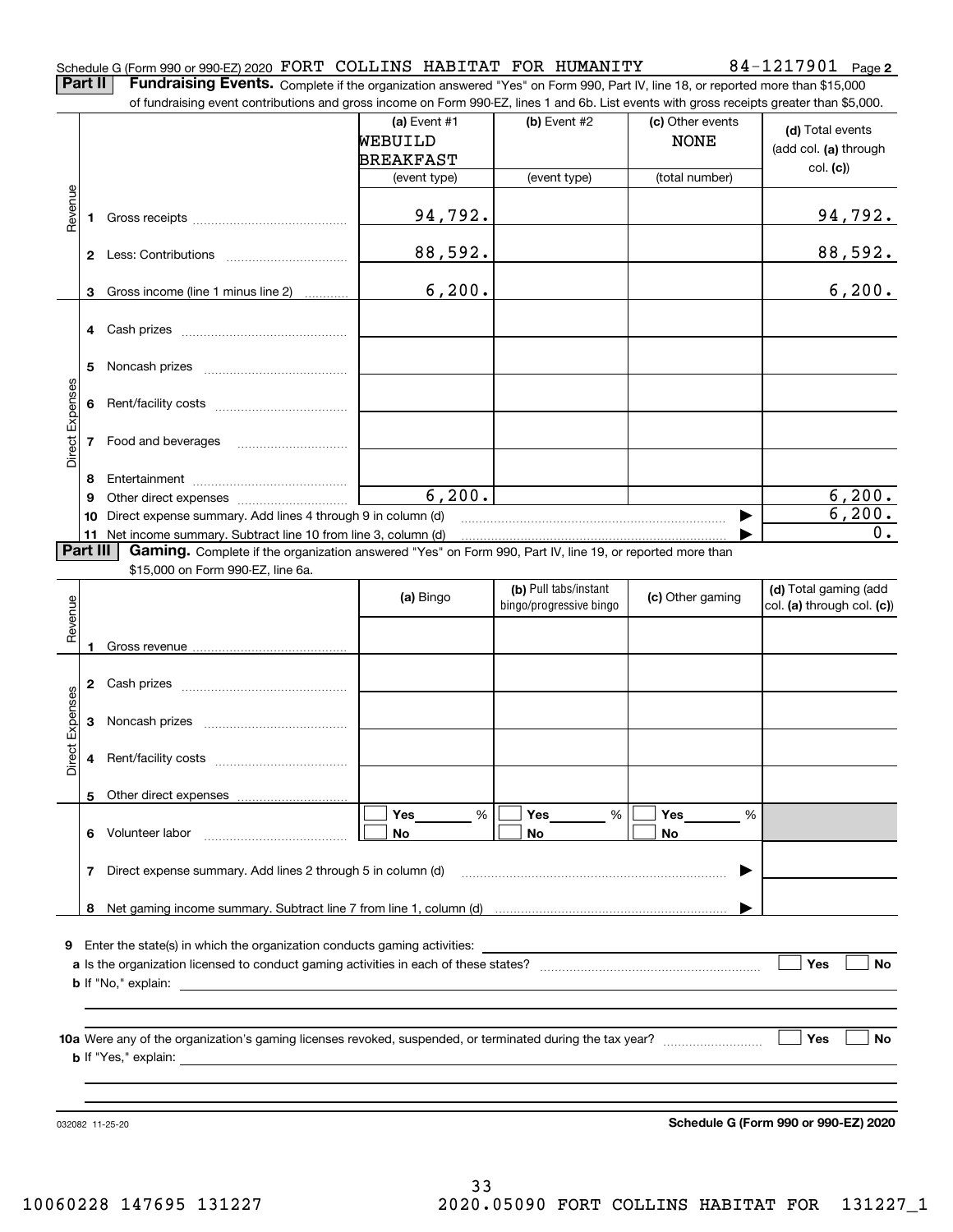Schedule G (Form 990 or 990-EZ) 2020 FORT COLLINS HABITAT FOR HUMANITY 84-1217901 Page **2**

**Part II** **Fundraising Events.** Complete if the organization answered "Yes" on Form 990, Part IV, line 18, or reported more than $15,000 of fundraising event contributions and gross income on Form 990-EZ, lines 1 and 6b. List events with gross receipts greater than $5,000.

| | | (a) Event #1 WEBUILD BREAKFAST (event type) | (b) Event #2 (event type) | (c) Other events NONE (total number) | (d) Total events (add col. (a) through col. (c)) |
|---|---|---|---|---|---|
| Revenue | 1 Gross receipts | 94,792. | | | 94,792. |
| | 2 Less: Contributions | 88,592. | | | 88,592. |
| | 3 Gross income (line 1 minus line 2) | 6,200. | | | 6,200. |
| Direct Expenses | 4 Cash prizes | | | | |
| | 5 Noncash prizes | | | | |
| | 6 Rent/facility costs | | | | |
| | 7 Food and beverages | | | | |
| | 8 Entertainment | | | | |
| | 9 Other direct expenses | 6,200. | | | 6,200. |
| | 10 Direct expense summary. Add lines 4 through 9 in column (d) | | | ▶ | 6,200. |
| | 11 Net income summary. Subtract line 10 from line 3, column (d) | | | ▶ | 0. |

**Part III** **Gaming.** Complete if the organization answered "Yes" on Form 990, Part IV, line 19, or reported more than $15,000 on Form 990-EZ, line 6a.

| | | (a) Bingo | (b) Pull tabs/instant bingo/progressive bingo | (c) Other gaming | (d) Total gaming (add col. (a) through col. (c)) |
|---|---|---|---|---|---|
| Revenue | 1 Gross revenue | | | | |
| Direct Expenses | 2 Cash prizes | | | | |
| | 3 Noncash prizes | | | | |
| | 4 Rent/facility costs | | | | |
| | 5 Other direct expenses | | | | |
| | 6 Volunteer labor | ☐ Yes ____ % ☐ No | ☐ Yes ____ % ☐ No | ☐ Yes ____ % ☐ No | |
| | 7 Direct expense summary. Add lines 2 through 5 in column (d) | | | ▶ | |
| | 8 Net gaming income summary. Subtract line 7 from line 1, column (d) | | | ▶ | |

**9** Enter the state(s) in which the organization conducts gaming activities: ______

**a** Is the organization licensed to conduct gaming activities in each of these states? ☐ Yes ☐ No

**b** If "No," explain: ______

**10a** Were any of the organization's gaming licenses revoked, suspended, or terminated during the tax year? ☐ Yes ☐ No

**b** If "Yes," explain: ______

032082 11-25-20 **Schedule G (Form 990 or 990-EZ) 2020**

10060228 147695 131227 2020.05090 FORT COLLINS HABITAT FOR 131227_1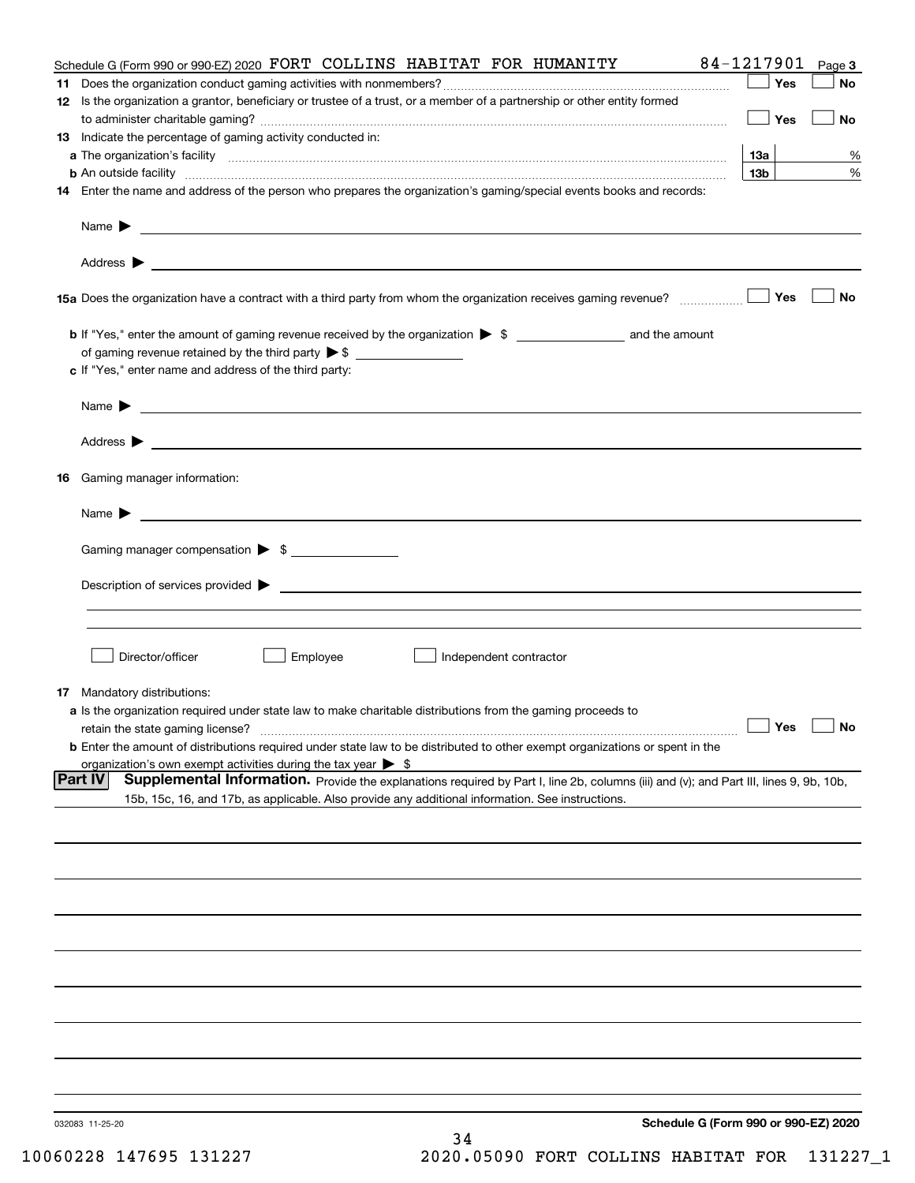Schedule G (Form 990 or 990-EZ) 2020 FORT COLLINS HABITAT FOR HUMANITY 84-1217901 Page 3

**11** Does the organization conduct gaming activities with nonmembers? ☐ Yes ☐ No

**12** Is the organization a grantor, beneficiary or trustee of a trust, or a member of a partnership or other entity formed to administer charitable gaming? ☐ Yes ☐ No

**13** Indicate the percentage of gaming activity conducted in:

**a** The organization's facility **13a** %

**b** An outside facility **13b** %

**14** Enter the name and address of the person who prepares the organization's gaming/special events books and records:

Name ▶

Address ▶

**15a** Does the organization have a contract with a third party from whom the organization receives gaming revenue? ☐ Yes ☐ No

**b** If "Yes," enter the amount of gaming revenue received by the organization ▶ $ ______ and the amount of gaming revenue retained by the third party ▶ $ ______

**c** If "Yes," enter name and address of the third party:

Name ▶

Address ▶

**16** Gaming manager information:

Name ▶

Gaming manager compensation ▶ $

Description of services provided ▶

☐ Director/officer ☐ Employee ☐ Independent contractor

**17** Mandatory distributions:

**a** Is the organization required under state law to make charitable distributions from the gaming proceeds to retain the state gaming license? ☐ Yes ☐ No

**b** Enter the amount of distributions required under state law to be distributed to other exempt organizations or spent in the organization's own exempt activities during the tax year ▶ $

**Part IV** **Supplemental Information.** Provide the explanations required by Part I, line 2b, columns (iii) and (v); and Part III, lines 9, 9b, 10b, 15b, 15c, 16, and 17b, as applicable. Also provide any additional information. See instructions.

032083 11-25-20 **Schedule G (Form 990 or 990-EZ) 2020**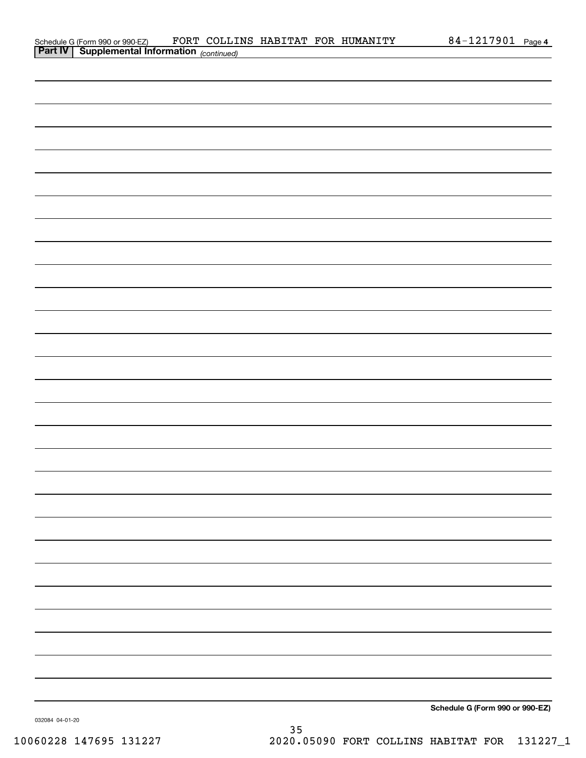Schedule G (Form 990 or 990-EZ) FORT COLLINS HABITAT FOR HUMANITY 84-1217901 Page 4

**Part IV | Supplemental Information** *(continued)*

**Schedule G (Form 990 or 990-EZ)**

032084 04-01-20

10060228 147695 131227 2020.05090 FORT COLLINS HABITAT FOR 131227_1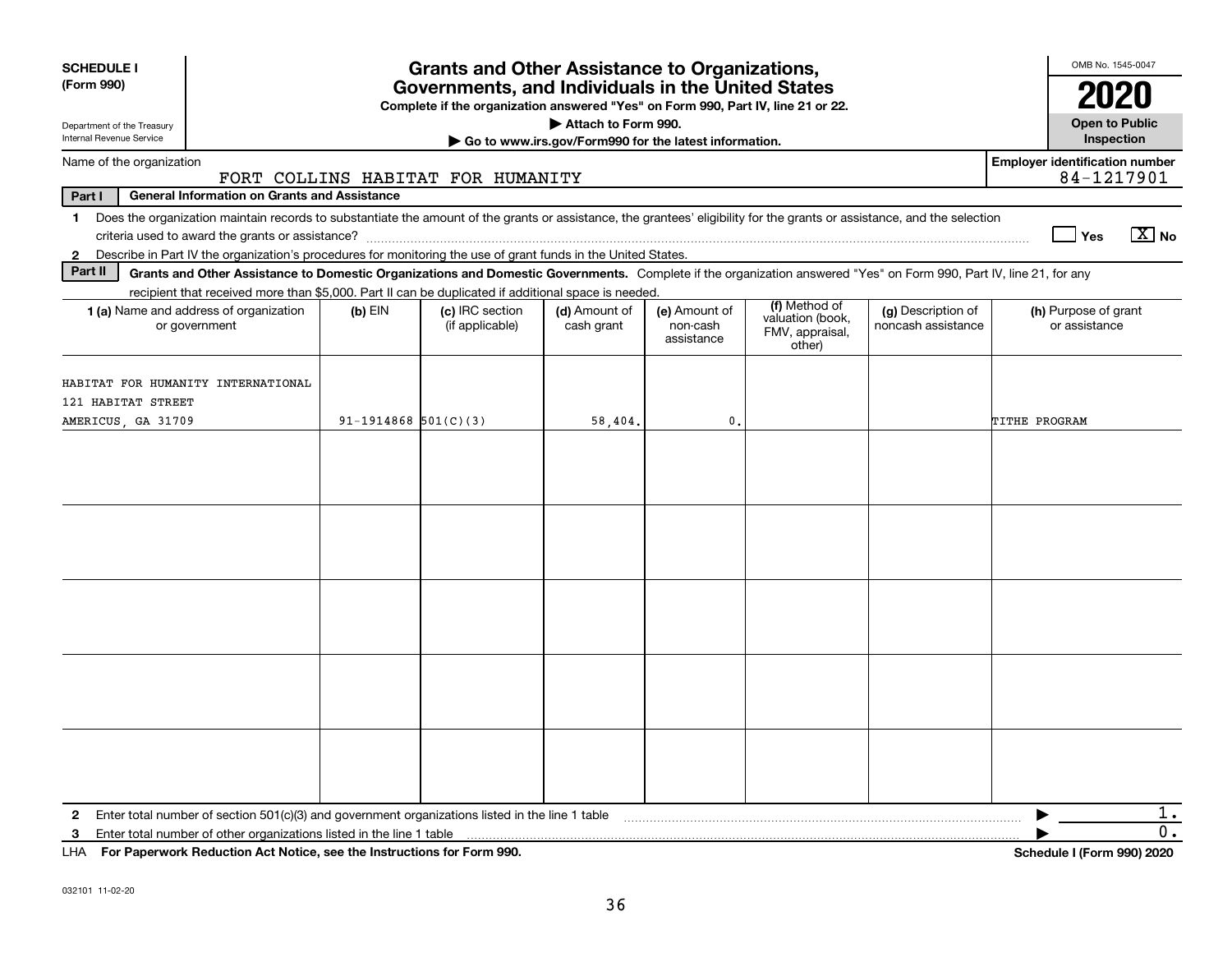**SCHEDULE I**
**(Form 990)**

Department of the Treasury
Internal Revenue Service

# Grants and Other Assistance to Organizations, Governments, and Individuals in the United States

**Complete if the organization answered "Yes" on Form 990, Part IV, line 21 or 22.**
**▶ Attach to Form 990.**
**▶ Go to www.irs.gov/Form990 for the latest information.**

OMB No. 1545-0047
**2020**
**Open to Public Inspection**

Name of the organization: FORT COLLINS HABITAT FOR HUMANITY

Employer identification number: 84-1217901

**Part I — General Information on Grants and Assistance**

1 Does the organization maintain records to substantiate the amount of the grants or assistance, the grantees' eligibility for the grants or assistance, and the selection criteria used to award the grants or assistance? ☐ Yes ☒ No

2 Describe in Part IV the organization's procedures for monitoring the use of grant funds in the United States.

**Part II — Grants and Other Assistance to Domestic Organizations and Domestic Governments.** Complete if the organization answered "Yes" on Form 990, Part IV, line 21, for any recipient that received more than $5,000. Part II can be duplicated if additional space is needed.

| 1 (a) Name and address of organization or government | (b) EIN | (c) IRC section (if applicable) | (d) Amount of cash grant | (e) Amount of non-cash assistance | (f) Method of valuation (book, FMV, appraisal, other) | (g) Description of noncash assistance | (h) Purpose of grant or assistance |
|---|---|---|---|---|---|---|---|
| HABITAT FOR HUMANITY INTERNATIONAL 121 HABITAT STREET AMERICUS, GA 31709 | 91-1914868 | 501(C)(3) | 58,404. | 0. | | | TITHE PROGRAM |
| | | | | | | | |
| | | | | | | | |
| | | | | | | | |
| | | | | | | | |
| | | | | | | | |

2 Enter total number of section 501(c)(3) and government organizations listed in the line 1 table ▶ 1.

3 Enter total number of other organizations listed in the line 1 table ▶ 0.

LHA **For Paperwork Reduction Act Notice, see the Instructions for Form 990.** **Schedule I (Form 990) 2020**

032101 11-02-20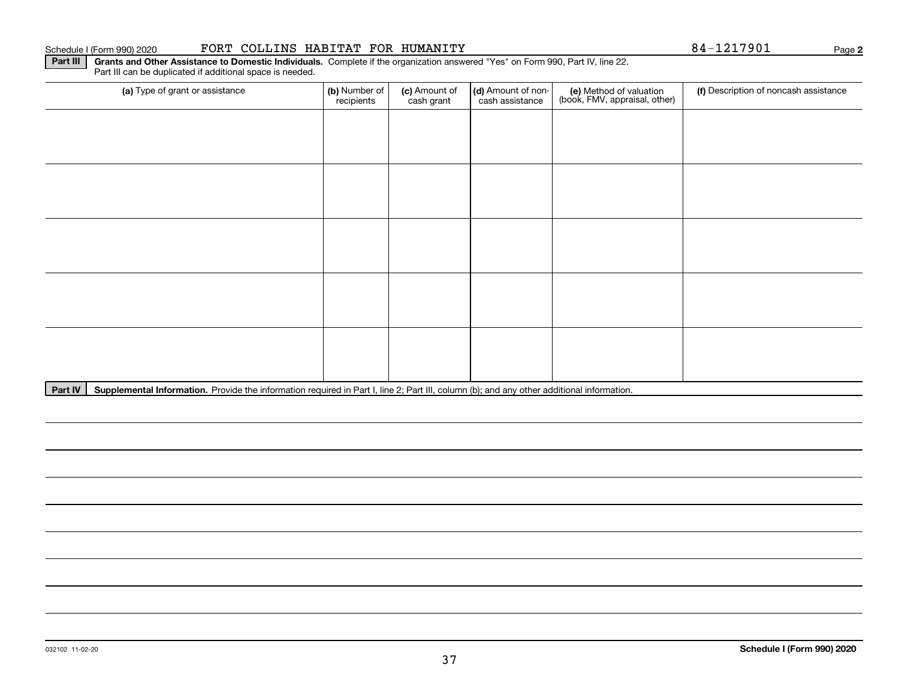Schedule I (Form 990) 2020 FORT COLLINS HABITAT FOR HUMANITY 84-1217901 Page **2**

**Part III** **Grants and Other Assistance to Domestic Individuals.** Complete if the organization answered "Yes" on Form 990, Part IV, line 22. Part III can be duplicated if additional space is needed.

| (a) Type of grant or assistance | (b) Number of recipients | (c) Amount of cash grant | (d) Amount of non-cash assistance | (e) Method of valuation (book, FMV, appraisal, other) | (f) Description of noncash assistance |
|---|---|---|---|---|---|
| | | | | | |
| | | | | | |
| | | | | | |
| | | | | | |
| | | | | | |

**Part IV** **Supplemental Information.** Provide the information required in Part I, line 2; Part III, column (b); and any other additional information.

032102 11-02-20

**Schedule I (Form 990) 2020**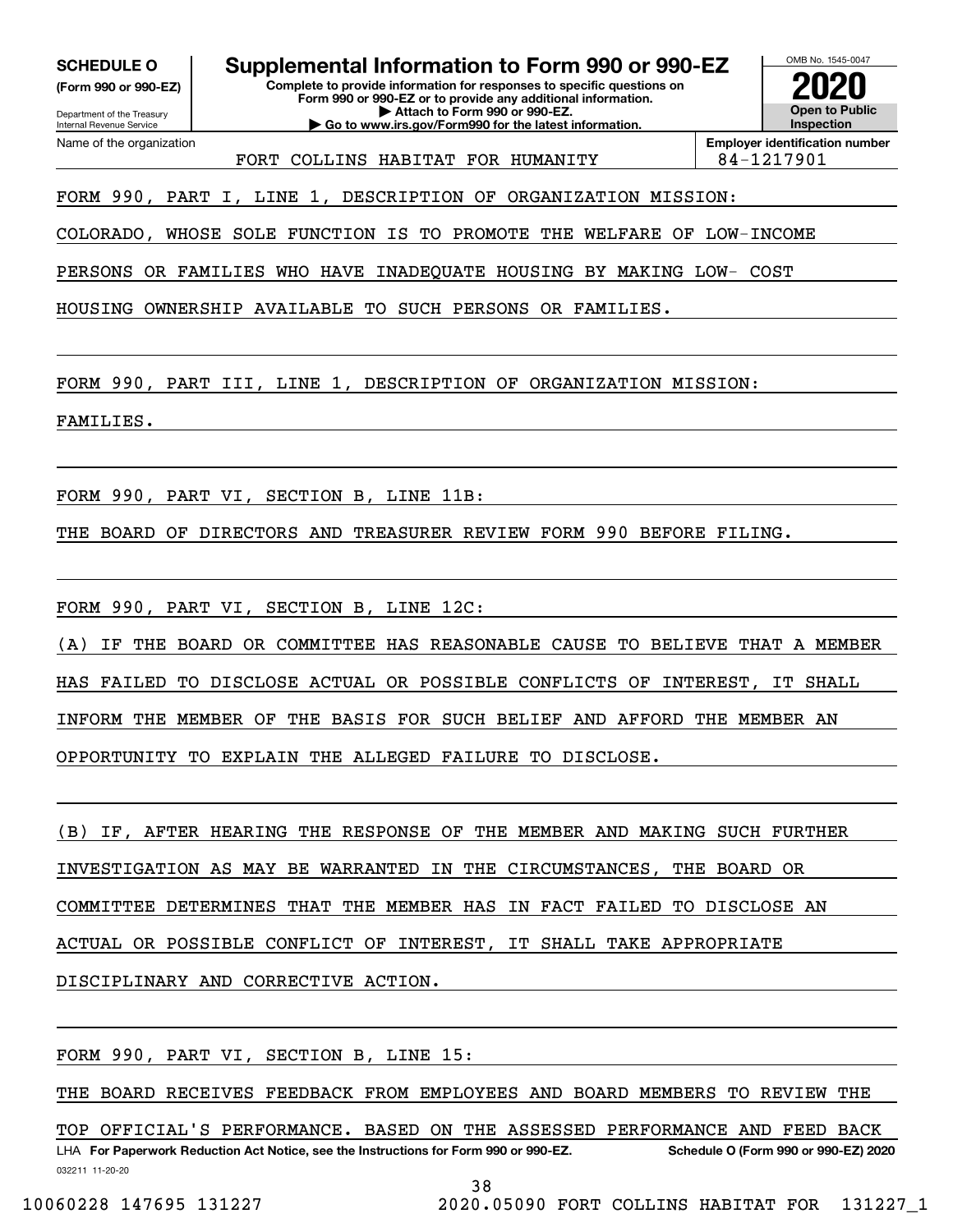**SCHEDULE O**
**(Form 990 or 990-EZ)**

Department of the Treasury
Internal Revenue Service

# Supplemental Information to Form 990 or 990-EZ

**Complete to provide information for responses to specific questions on Form 990 or 990-EZ or to provide any additional information.**
**▶ Attach to Form 990 or 990-EZ.**
**▶ Go to www.irs.gov/Form990 for the latest information.**

OMB No. 1545-0047

**2020**

**Open to Public Inspection**

| Name of the organization | Employer identification number |
|---|---|
| FORT COLLINS HABITAT FOR HUMANITY | 84-1217901 |

FORM 990, PART I, LINE 1, DESCRIPTION OF ORGANIZATION MISSION:

COLORADO, WHOSE SOLE FUNCTION IS TO PROMOTE THE WELFARE OF LOW-INCOME PERSONS OR FAMILIES WHO HAVE INADEQUATE HOUSING BY MAKING LOW- COST HOUSING OWNERSHIP AVAILABLE TO SUCH PERSONS OR FAMILIES.

FORM 990, PART III, LINE 1, DESCRIPTION OF ORGANIZATION MISSION:

FAMILIES.

FORM 990, PART VI, SECTION B, LINE 11B:

THE BOARD OF DIRECTORS AND TREASURER REVIEW FORM 990 BEFORE FILING.

FORM 990, PART VI, SECTION B, LINE 12C:

(A) IF THE BOARD OR COMMITTEE HAS REASONABLE CAUSE TO BELIEVE THAT A MEMBER HAS FAILED TO DISCLOSE ACTUAL OR POSSIBLE CONFLICTS OF INTEREST, IT SHALL INFORM THE MEMBER OF THE BASIS FOR SUCH BELIEF AND AFFORD THE MEMBER AN OPPORTUNITY TO EXPLAIN THE ALLEGED FAILURE TO DISCLOSE.

(B) IF, AFTER HEARING THE RESPONSE OF THE MEMBER AND MAKING SUCH FURTHER INVESTIGATION AS MAY BE WARRANTED IN THE CIRCUMSTANCES, THE BOARD OR COMMITTEE DETERMINES THAT THE MEMBER HAS IN FACT FAILED TO DISCLOSE AN ACTUAL OR POSSIBLE CONFLICT OF INTEREST, IT SHALL TAKE APPROPRIATE DISCIPLINARY AND CORRECTIVE ACTION.

FORM 990, PART VI, SECTION B, LINE 15:

THE BOARD RECEIVES FEEDBACK FROM EMPLOYEES AND BOARD MEMBERS TO REVIEW THE TOP OFFICIAL'S PERFORMANCE. BASED ON THE ASSESSED PERFORMANCE AND FEED BACK

LHA **For Paperwork Reduction Act Notice, see the Instructions for Form 990 or 990-EZ.** **Schedule O (Form 990 or 990-EZ) 2020**

032211 11-20-20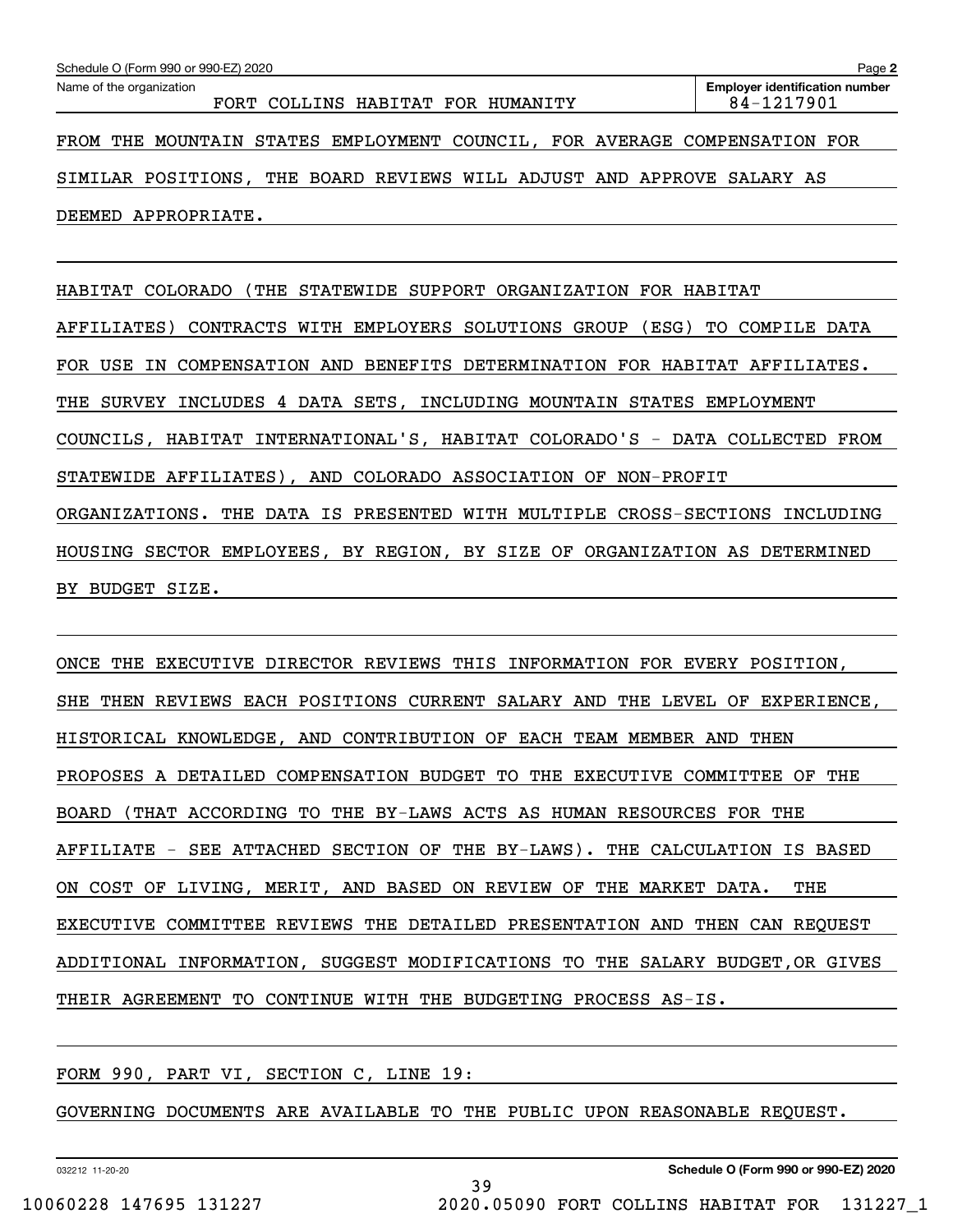Schedule O (Form 990 or 990-EZ) 2020 Page **2**

Name of the organization: FORT COLLINS HABITAT FOR HUMANITY

**Employer identification number** 84-1217901

FROM THE MOUNTAIN STATES EMPLOYMENT COUNCIL, FOR AVERAGE COMPENSATION FOR SIMILAR POSITIONS, THE BOARD REVIEWS WILL ADJUST AND APPROVE SALARY AS DEEMED APPROPRIATE.

HABITAT COLORADO (THE STATEWIDE SUPPORT ORGANIZATION FOR HABITAT AFFILIATES) CONTRACTS WITH EMPLOYERS SOLUTIONS GROUP (ESG) TO COMPILE DATA FOR USE IN COMPENSATION AND BENEFITS DETERMINATION FOR HABITAT AFFILIATES. THE SURVEY INCLUDES 4 DATA SETS, INCLUDING MOUNTAIN STATES EMPLOYMENT COUNCILS, HABITAT INTERNATIONAL'S, HABITAT COLORADO'S - DATA COLLECTED FROM STATEWIDE AFFILIATES), AND COLORADO ASSOCIATION OF NON-PROFIT ORGANIZATIONS. THE DATA IS PRESENTED WITH MULTIPLE CROSS-SECTIONS INCLUDING HOUSING SECTOR EMPLOYEES, BY REGION, BY SIZE OF ORGANIZATION AS DETERMINED BY BUDGET SIZE.

ONCE THE EXECUTIVE DIRECTOR REVIEWS THIS INFORMATION FOR EVERY POSITION, SHE THEN REVIEWS EACH POSITIONS CURRENT SALARY AND THE LEVEL OF EXPERIENCE, HISTORICAL KNOWLEDGE, AND CONTRIBUTION OF EACH TEAM MEMBER AND THEN PROPOSES A DETAILED COMPENSATION BUDGET TO THE EXECUTIVE COMMITTEE OF THE BOARD (THAT ACCORDING TO THE BY-LAWS ACTS AS HUMAN RESOURCES FOR THE AFFILIATE - SEE ATTACHED SECTION OF THE BY-LAWS). THE CALCULATION IS BASED ON COST OF LIVING, MERIT, AND BASED ON REVIEW OF THE MARKET DATA. THE EXECUTIVE COMMITTEE REVIEWS THE DETAILED PRESENTATION AND THEN CAN REQUEST ADDITIONAL INFORMATION, SUGGEST MODIFICATIONS TO THE SALARY BUDGET,OR GIVES THEIR AGREEMENT TO CONTINUE WITH THE BUDGETING PROCESS AS-IS.

FORM 990, PART VI, SECTION C, LINE 19:

GOVERNING DOCUMENTS ARE AVAILABLE TO THE PUBLIC UPON REASONABLE REQUEST.

032212 11-20-20 **Schedule O (Form 990 or 990-EZ) 2020**